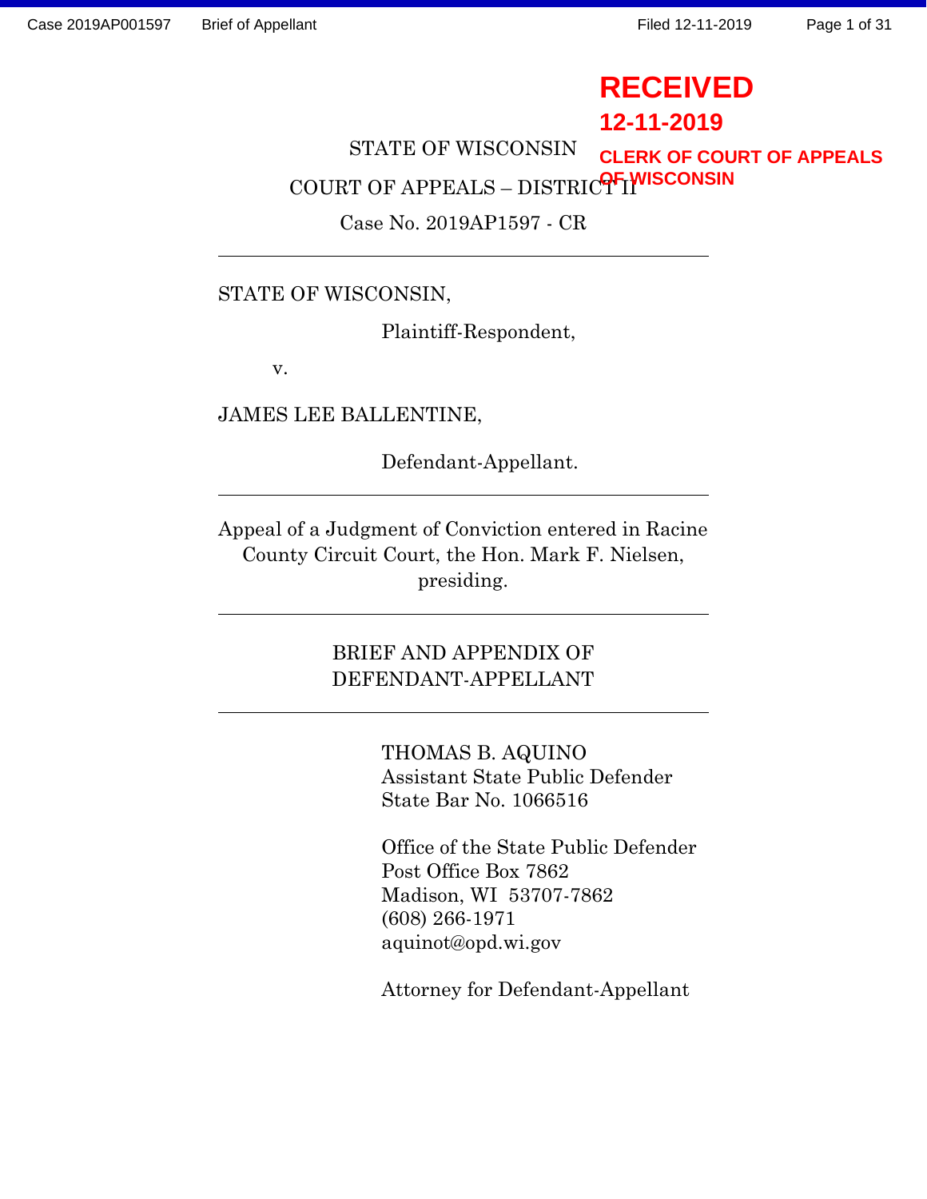RECEIVED
12-11-2019
CLERK OF COURT OF APPEALS OF WISCONSIN

STATE OF WISCONSIN

COURT OF APPEALS – DISTRICT II

Case No. 2019AP1597 - CR

---

STATE OF WISCONSIN,

Plaintiff-Respondent,

v.

JAMES LEE BALLENTINE,

Defendant-Appellant.

---

Appeal of a Judgment of Conviction entered in Racine County Circuit Court, the Hon. Mark F. Nielsen, presiding.

---

BRIEF AND APPENDIX OF DEFENDANT-APPELLANT

---

THOMAS B. AQUINO
Assistant State Public Defender
State Bar No. 1066516

Office of the State Public Defender
Post Office Box 7862
Madison, WI 53707-7862
(608) 266-1971
aquinot@opd.wi.gov

Attorney for Defendant-Appellant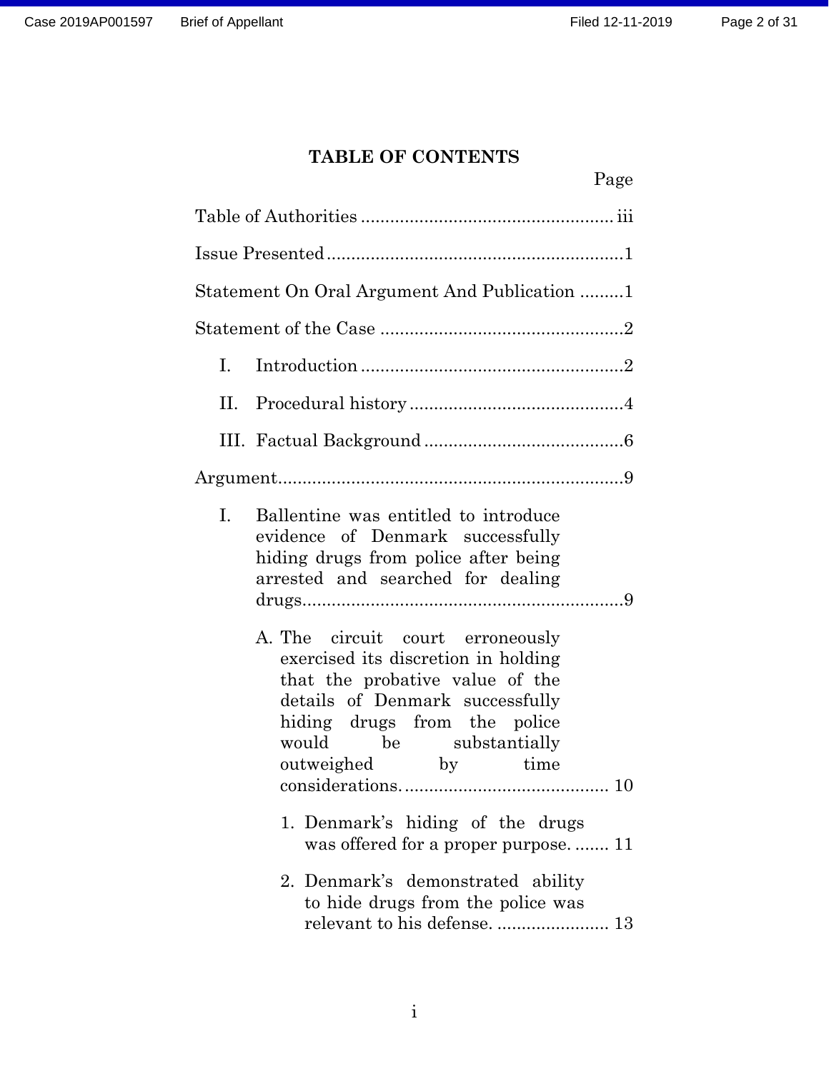# TABLE OF CONTENTS

Page

Table of Authorities .................................................... iii

Issue Presented .............................................................1

Statement On Oral Argument And Publication .........1

Statement of the Case ..................................................2

- I. Introduction ......................................................2
- II. Procedural history ............................................4
- III. Factual Background .........................................6

Argument.......................................................................9

- I. Ballentine was entitled to introduce evidence of Denmark successfully hiding drugs from police after being arrested and searched for dealing drugs..................................................................9
  - A. The circuit court erroneously exercised its discretion in holding that the probative value of the details of Denmark successfully hiding drugs from the police would be substantially outweighed by time considerations. .......................................... 10
    1. Denmark's hiding of the drugs was offered for a proper purpose. ....... 11
    2. Denmark's demonstrated ability to hide drugs from the police was relevant to his defense. ....................... 13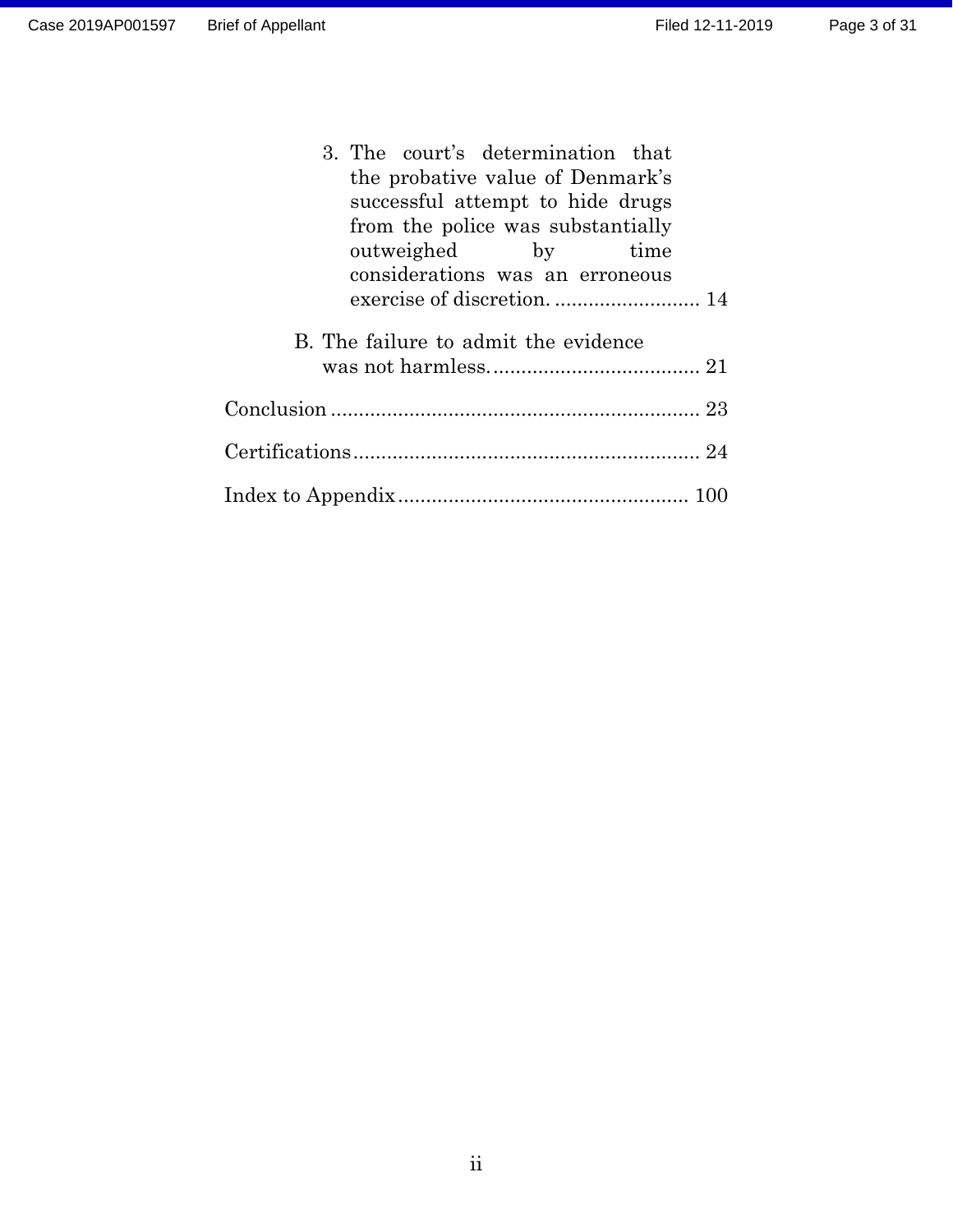3. The court's determination that the probative value of Denmark's successful attempt to hide drugs from the police was substantially outweighed by time considerations was an erroneous exercise of discretion. .......................... 14

B. The failure to admit the evidence was not harmless. ..................................... 21

Conclusion ................................................................. 23

Certifications ............................................................. 24

Index to Appendix .................................................. 100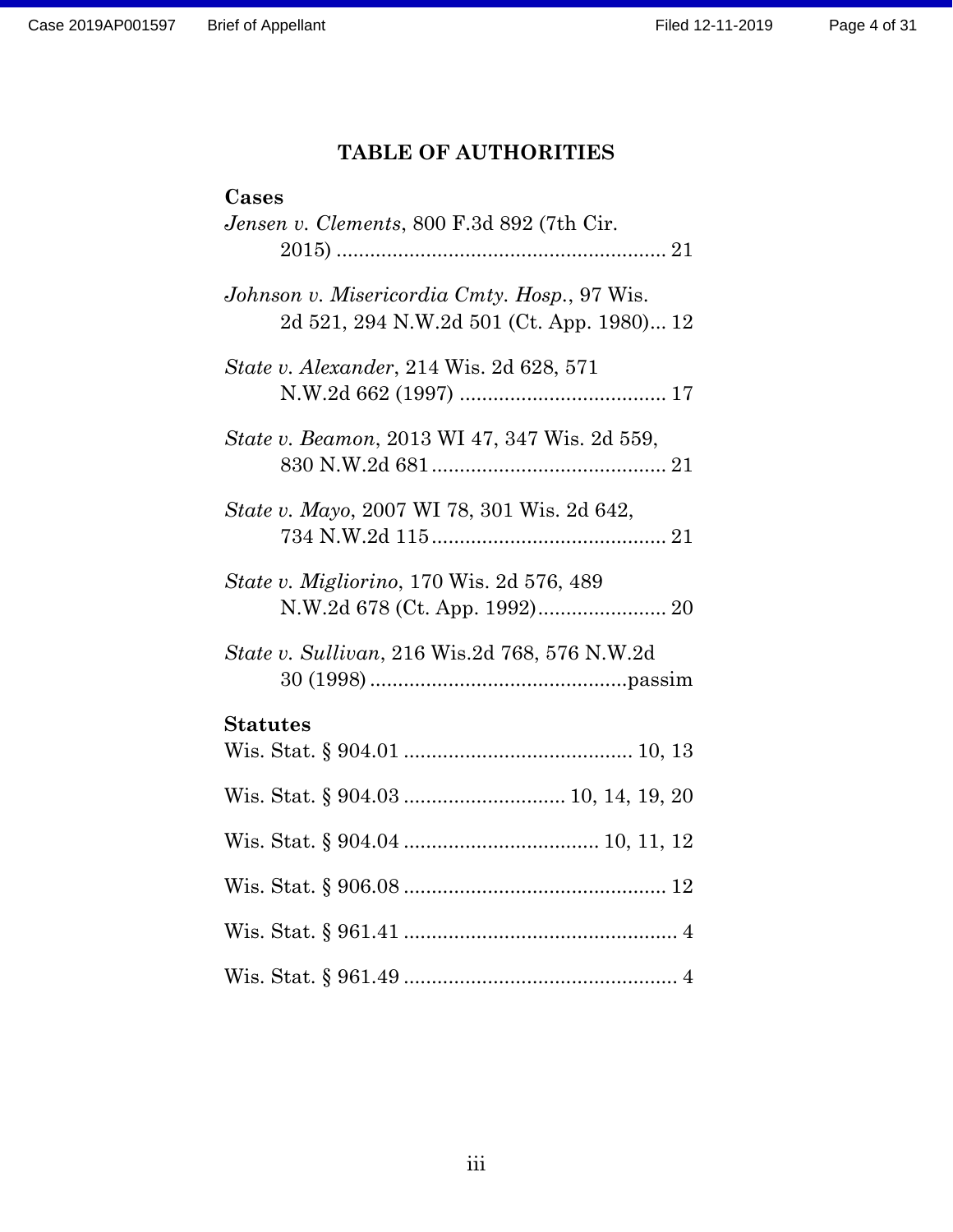# TABLE OF AUTHORITIES

**Cases**

*Jensen v. Clements*, 800 F.3d 892 (7th Cir. 2015) .......................................................... 21

*Johnson v. Misericordia Cmty. Hosp.*, 97 Wis. 2d 521, 294 N.W.2d 501 (Ct. App. 1980)... 12

*State v. Alexander*, 214 Wis. 2d 628, 571 N.W.2d 662 (1997) ..................................... 17

*State v. Beamon*, 2013 WI 47, 347 Wis. 2d 559, 830 N.W.2d 681 .......................................... 21

*State v. Mayo*, 2007 WI 78, 301 Wis. 2d 642, 734 N.W.2d 115 .......................................... 21

*State v. Migliorino*, 170 Wis. 2d 576, 489 N.W.2d 678 (Ct. App. 1992)....................... 20

*State v. Sullivan*, 216 Wis.2d 768, 576 N.W.2d 30 (1998) ..............................................passim

**Statutes**

Wis. Stat. § 904.01 ......................................... 10, 13

Wis. Stat. § 904.03 ............................ 10, 14, 19, 20

Wis. Stat. § 904.04 .................................. 10, 11, 12

Wis. Stat. § 906.08 .............................................. 12

Wis. Stat. § 961.41 ................................................ 4

Wis. Stat. § 961.49 ................................................ 4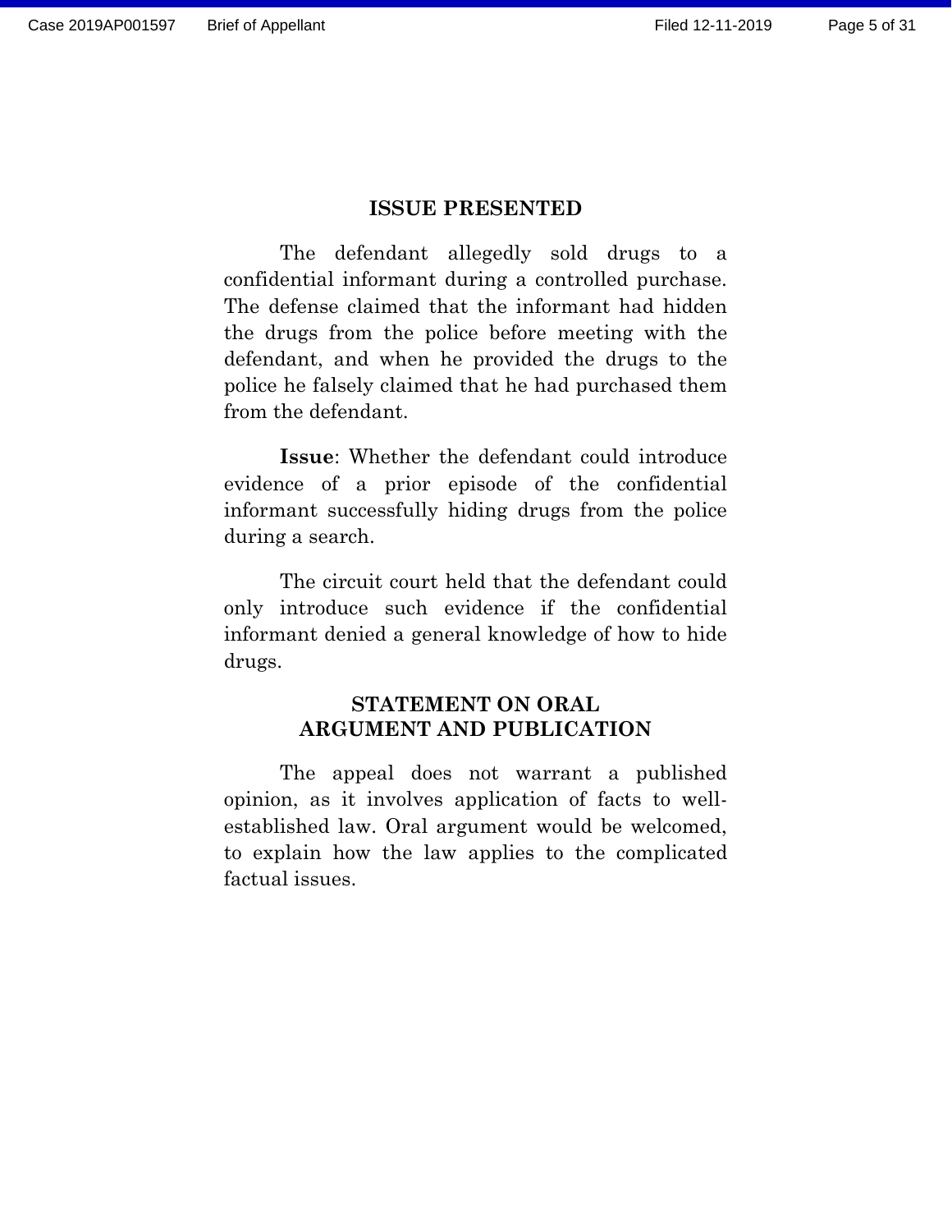## ISSUE PRESENTED

The defendant allegedly sold drugs to a confidential informant during a controlled purchase. The defense claimed that the informant had hidden the drugs from the police before meeting with the defendant, and when he provided the drugs to the police he falsely claimed that he had purchased them from the defendant.

**Issue**: Whether the defendant could introduce evidence of a prior episode of the confidential informant successfully hiding drugs from the police during a search.

The circuit court held that the defendant could only introduce such evidence if the confidential informant denied a general knowledge of how to hide drugs.

## STATEMENT ON ORAL ARGUMENT AND PUBLICATION

The appeal does not warrant a published opinion, as it involves application of facts to well-established law. Oral argument would be welcomed, to explain how the law applies to the complicated factual issues.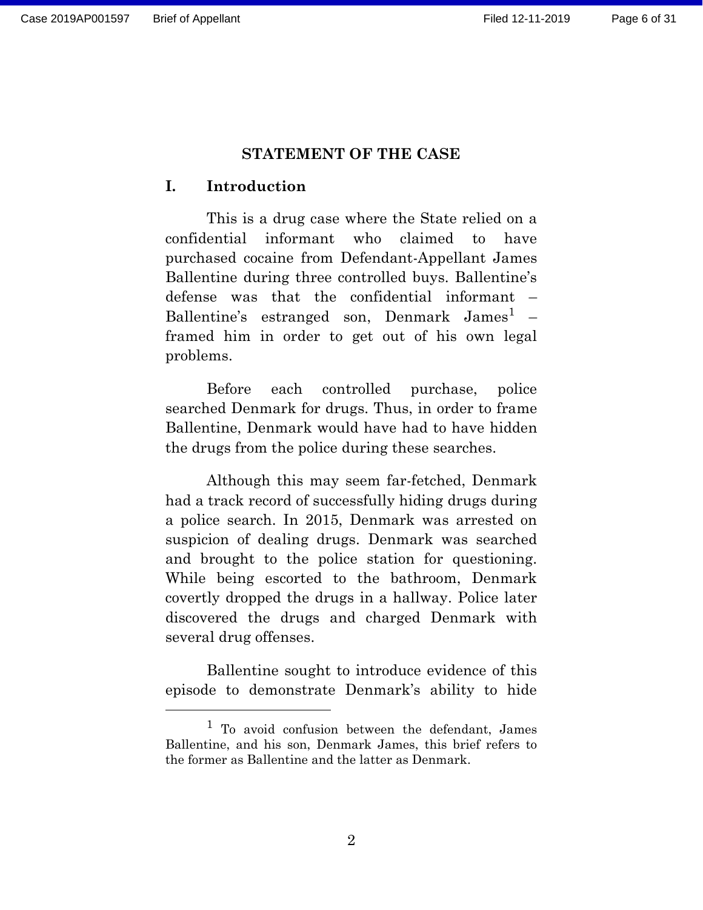## STATEMENT OF THE CASE

### I. Introduction

This is a drug case where the State relied on a confidential informant who claimed to have purchased cocaine from Defendant-Appellant James Ballentine during three controlled buys. Ballentine's defense was that the confidential informant – Ballentine's estranged son, Denmark James[1] – framed him in order to get out of his own legal problems.

Before each controlled purchase, police searched Denmark for drugs. Thus, in order to frame Ballentine, Denmark would have had to have hidden the drugs from the police during these searches.

Although this may seem far-fetched, Denmark had a track record of successfully hiding drugs during a police search. In 2015, Denmark was arrested on suspicion of dealing drugs. Denmark was searched and brought to the police station for questioning. While being escorted to the bathroom, Denmark covertly dropped the drugs in a hallway. Police later discovered the drugs and charged Denmark with several drug offenses.

Ballentine sought to introduce evidence of this episode to demonstrate Denmark's ability to hide

---

[1] To avoid confusion between the defendant, James Ballentine, and his son, Denmark James, this brief refers to the former as Ballentine and the latter as Denmark.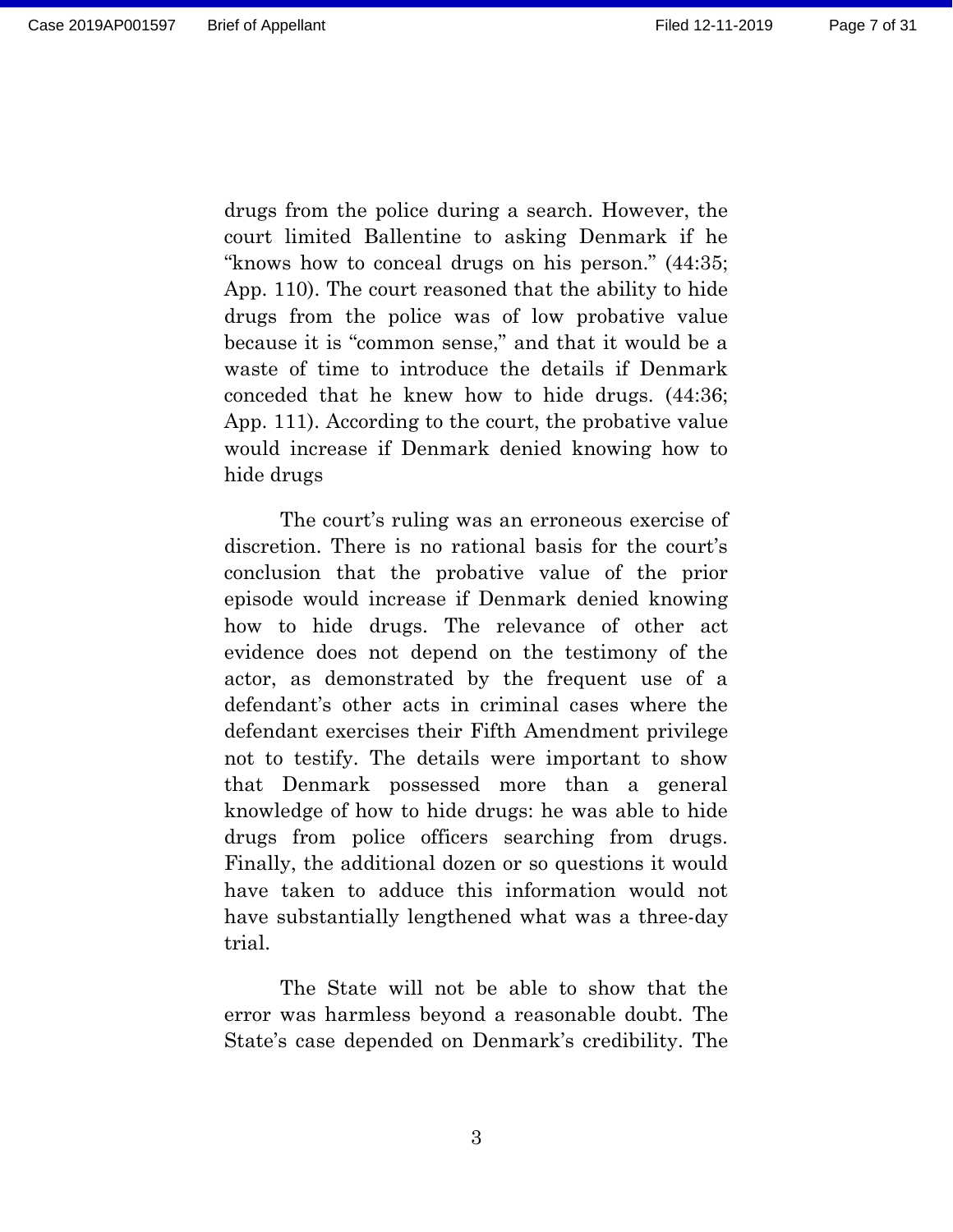drugs from the police during a search. However, the court limited Ballentine to asking Denmark if he "knows how to conceal drugs on his person." (44:35; App. 110). The court reasoned that the ability to hide drugs from the police was of low probative value because it is "common sense," and that it would be a waste of time to introduce the details if Denmark conceded that he knew how to hide drugs. (44:36; App. 111). According to the court, the probative value would increase if Denmark denied knowing how to hide drugs

The court's ruling was an erroneous exercise of discretion. There is no rational basis for the court's conclusion that the probative value of the prior episode would increase if Denmark denied knowing how to hide drugs. The relevance of other act evidence does not depend on the testimony of the actor, as demonstrated by the frequent use of a defendant's other acts in criminal cases where the defendant exercises their Fifth Amendment privilege not to testify. The details were important to show that Denmark possessed more than a general knowledge of how to hide drugs: he was able to hide drugs from police officers searching from drugs. Finally, the additional dozen or so questions it would have taken to adduce this information would not have substantially lengthened what was a three-day trial.

The State will not be able to show that the error was harmless beyond a reasonable doubt. The State's case depended on Denmark's credibility. The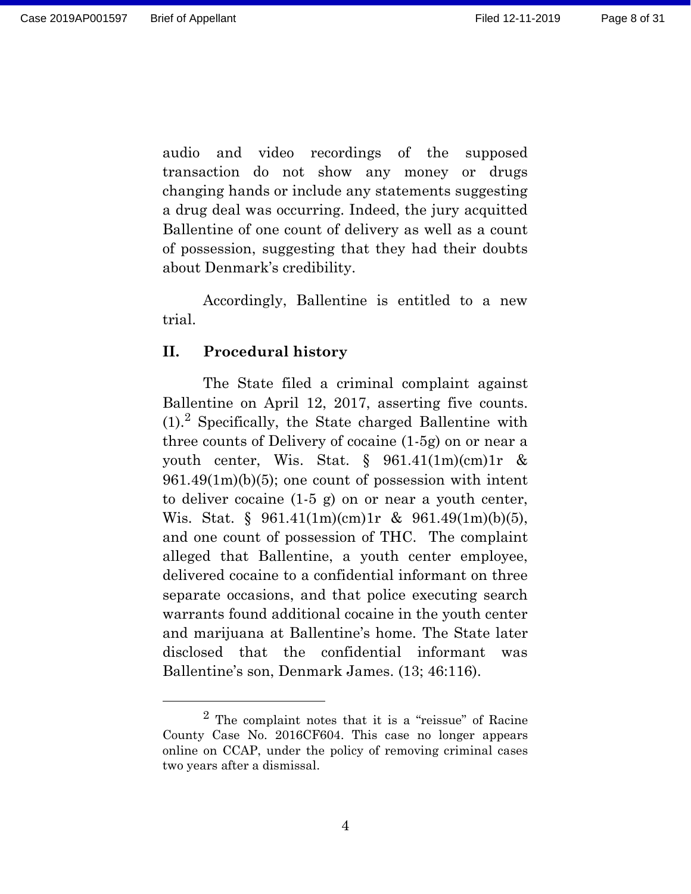audio and video recordings of the supposed transaction do not show any money or drugs changing hands or include any statements suggesting a drug deal was occurring. Indeed, the jury acquitted Ballentine of one count of delivery as well as a count of possession, suggesting that they had their doubts about Denmark's credibility.

Accordingly, Ballentine is entitled to a new trial.

## II. Procedural history

The State filed a criminal complaint against Ballentine on April 12, 2017, asserting five counts. (1).[2] Specifically, the State charged Ballentine with three counts of Delivery of cocaine (1-5g) on or near a youth center, Wis. Stat. § 961.41(1m)(cm)1r & 961.49(1m)(b)(5); one count of possession with intent to deliver cocaine (1-5 g) on or near a youth center, Wis. Stat. § 961.41(1m)(cm)1r & 961.49(1m)(b)(5), and one count of possession of THC. The complaint alleged that Ballentine, a youth center employee, delivered cocaine to a confidential informant on three separate occasions, and that police executing search warrants found additional cocaine in the youth center and marijuana at Ballentine's home. The State later disclosed that the confidential informant was Ballentine's son, Denmark James. (13; 46:116).

---

[2] The complaint notes that it is a "reissue" of Racine County Case No. 2016CF604. This case no longer appears online on CCAP, under the policy of removing criminal cases two years after a dismissal.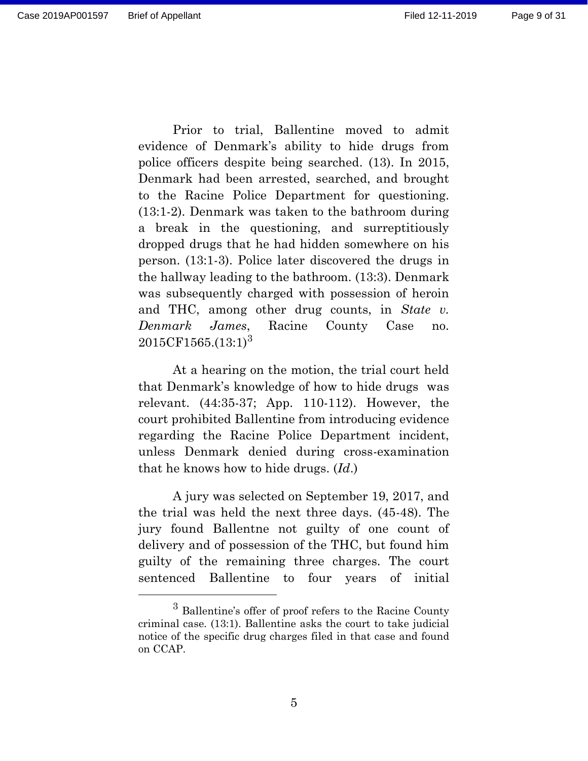Prior to trial, Ballentine moved to admit evidence of Denmark's ability to hide drugs from police officers despite being searched. (13). In 2015, Denmark had been arrested, searched, and brought to the Racine Police Department for questioning. (13:1-2). Denmark was taken to the bathroom during a break in the questioning, and surreptitiously dropped drugs that he had hidden somewhere on his person. (13:1-3). Police later discovered the drugs in the hallway leading to the bathroom. (13:3). Denmark was subsequently charged with possession of heroin and THC, among other drug counts, in *State v. Denmark James*, Racine County Case no. 2015CF1565.(13:1)[3]

At a hearing on the motion, the trial court held that Denmark's knowledge of how to hide drugs was relevant. (44:35-37; App. 110-112). However, the court prohibited Ballentine from introducing evidence regarding the Racine Police Department incident, unless Denmark denied during cross-examination that he knows how to hide drugs. (*Id*.)

A jury was selected on September 19, 2017, and the trial was held the next three days. (45-48). The jury found Ballentne not guilty of one count of delivery and of possession of the THC, but found him guilty of the remaining three charges. The court sentenced Ballentine to four years of initial

---

[3] Ballentine's offer of proof refers to the Racine County criminal case. (13:1). Ballentine asks the court to take judicial notice of the specific drug charges filed in that case and found on CCAP.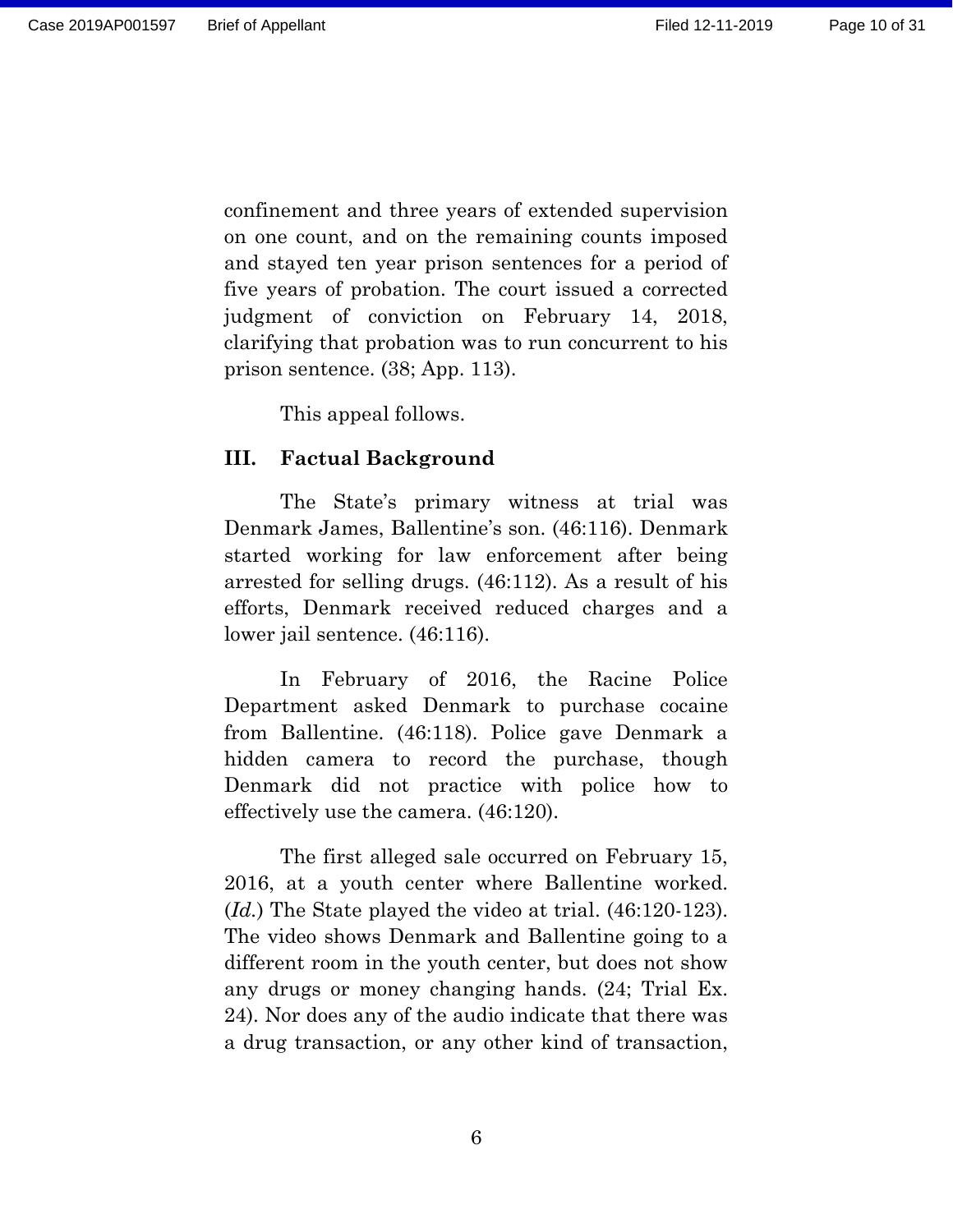confinement and three years of extended supervision on one count, and on the remaining counts imposed and stayed ten year prison sentences for a period of five years of probation. The court issued a corrected judgment of conviction on February 14, 2018, clarifying that probation was to run concurrent to his prison sentence. (38; App. 113).

This appeal follows.

## III. Factual Background

The State's primary witness at trial was Denmark James, Ballentine's son. (46:116). Denmark started working for law enforcement after being arrested for selling drugs. (46:112). As a result of his efforts, Denmark received reduced charges and a lower jail sentence. (46:116).

In February of 2016, the Racine Police Department asked Denmark to purchase cocaine from Ballentine. (46:118). Police gave Denmark a hidden camera to record the purchase, though Denmark did not practice with police how to effectively use the camera. (46:120).

The first alleged sale occurred on February 15, 2016, at a youth center where Ballentine worked. (*Id.*) The State played the video at trial. (46:120-123). The video shows Denmark and Ballentine going to a different room in the youth center, but does not show any drugs or money changing hands. (24; Trial Ex. 24). Nor does any of the audio indicate that there was a drug transaction, or any other kind of transaction,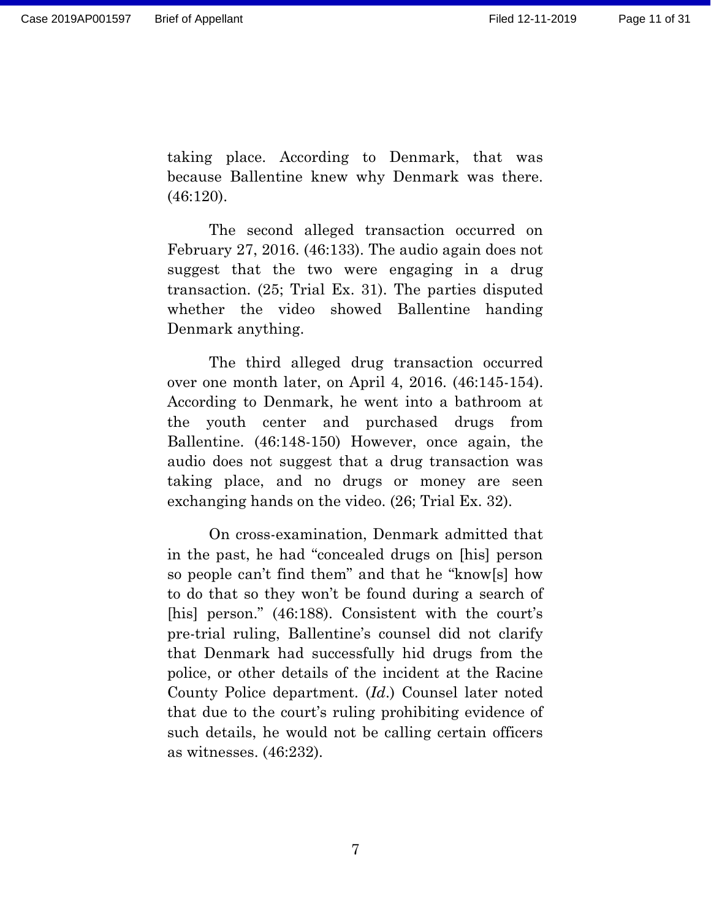taking place. According to Denmark, that was because Ballentine knew why Denmark was there. (46:120).

The second alleged transaction occurred on February 27, 2016. (46:133). The audio again does not suggest that the two were engaging in a drug transaction. (25; Trial Ex. 31). The parties disputed whether the video showed Ballentine handing Denmark anything.

The third alleged drug transaction occurred over one month later, on April 4, 2016. (46:145-154). According to Denmark, he went into a bathroom at the youth center and purchased drugs from Ballentine. (46:148-150) However, once again, the audio does not suggest that a drug transaction was taking place, and no drugs or money are seen exchanging hands on the video. (26; Trial Ex. 32).

On cross-examination, Denmark admitted that in the past, he had "concealed drugs on [his] person so people can't find them" and that he "know[s] how to do that so they won't be found during a search of [his] person." (46:188). Consistent with the court's pre-trial ruling, Ballentine's counsel did not clarify that Denmark had successfully hid drugs from the police, or other details of the incident at the Racine County Police department. (*Id.*) Counsel later noted that due to the court's ruling prohibiting evidence of such details, he would not be calling certain officers as witnesses. (46:232).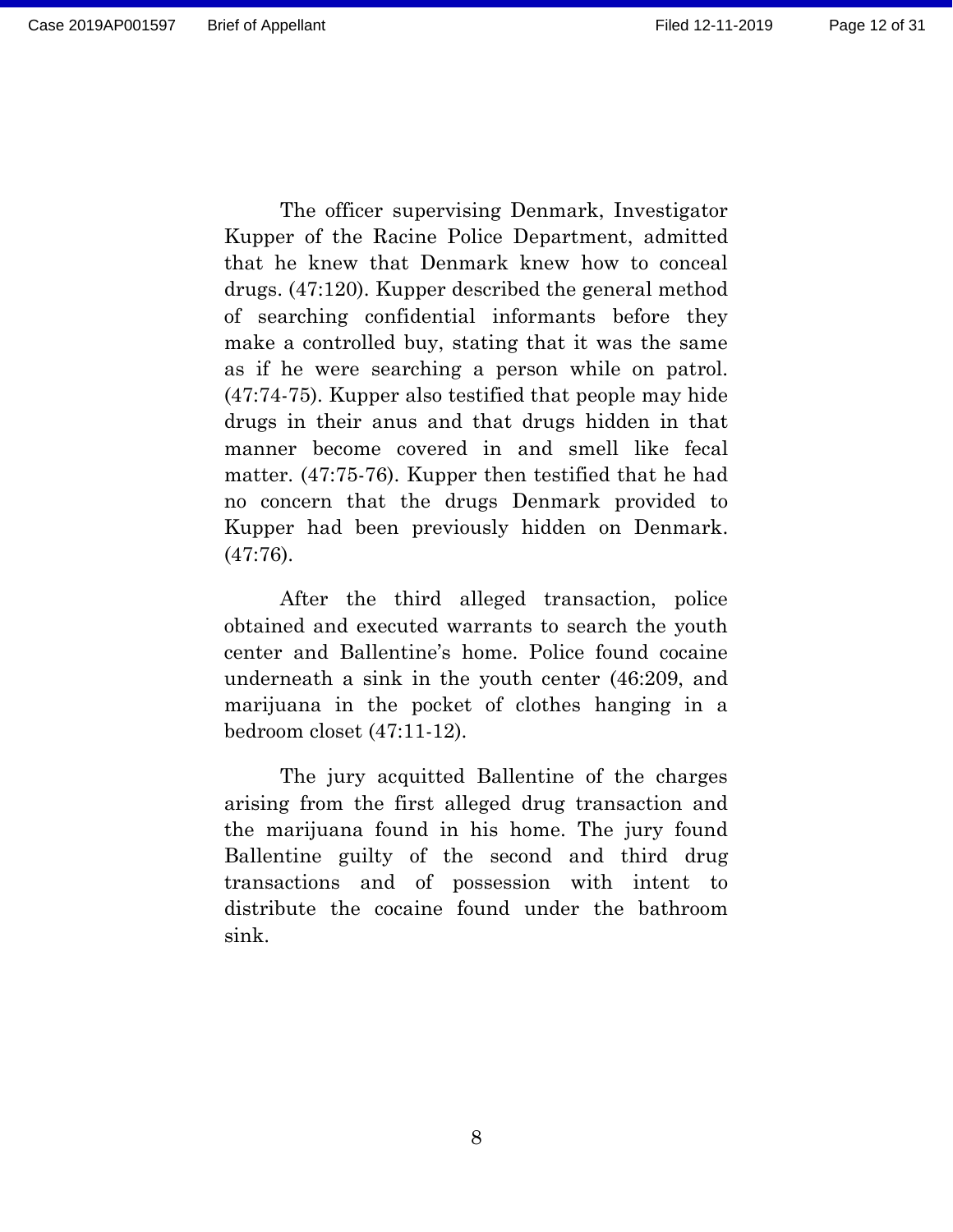The officer supervising Denmark, Investigator Kupper of the Racine Police Department, admitted that he knew that Denmark knew how to conceal drugs. (47:120). Kupper described the general method of searching confidential informants before they make a controlled buy, stating that it was the same as if he were searching a person while on patrol. (47:74-75). Kupper also testified that people may hide drugs in their anus and that drugs hidden in that manner become covered in and smell like fecal matter. (47:75-76). Kupper then testified that he had no concern that the drugs Denmark provided to Kupper had been previously hidden on Denmark. (47:76).

After the third alleged transaction, police obtained and executed warrants to search the youth center and Ballentine's home. Police found cocaine underneath a sink in the youth center (46:209, and marijuana in the pocket of clothes hanging in a bedroom closet (47:11-12).

The jury acquitted Ballentine of the charges arising from the first alleged drug transaction and the marijuana found in his home. The jury found Ballentine guilty of the second and third drug transactions and of possession with intent to distribute the cocaine found under the bathroom sink.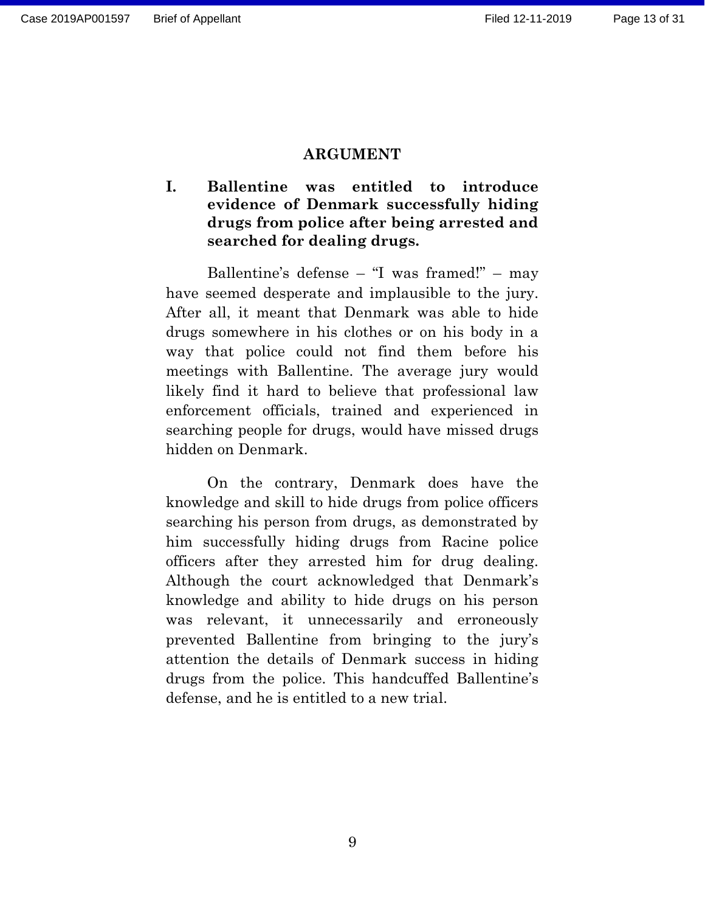## ARGUMENT

### I. Ballentine was entitled to introduce evidence of Denmark successfully hiding drugs from police after being arrested and searched for dealing drugs.

Ballentine's defense – "I was framed!" – may have seemed desperate and implausible to the jury. After all, it meant that Denmark was able to hide drugs somewhere in his clothes or on his body in a way that police could not find them before his meetings with Ballentine. The average jury would likely find it hard to believe that professional law enforcement officials, trained and experienced in searching people for drugs, would have missed drugs hidden on Denmark.

On the contrary, Denmark does have the knowledge and skill to hide drugs from police officers searching his person from drugs, as demonstrated by him successfully hiding drugs from Racine police officers after they arrested him for drug dealing. Although the court acknowledged that Denmark's knowledge and ability to hide drugs on his person was relevant, it unnecessarily and erroneously prevented Ballentine from bringing to the jury's attention the details of Denmark success in hiding drugs from the police. This handcuffed Ballentine's defense, and he is entitled to a new trial.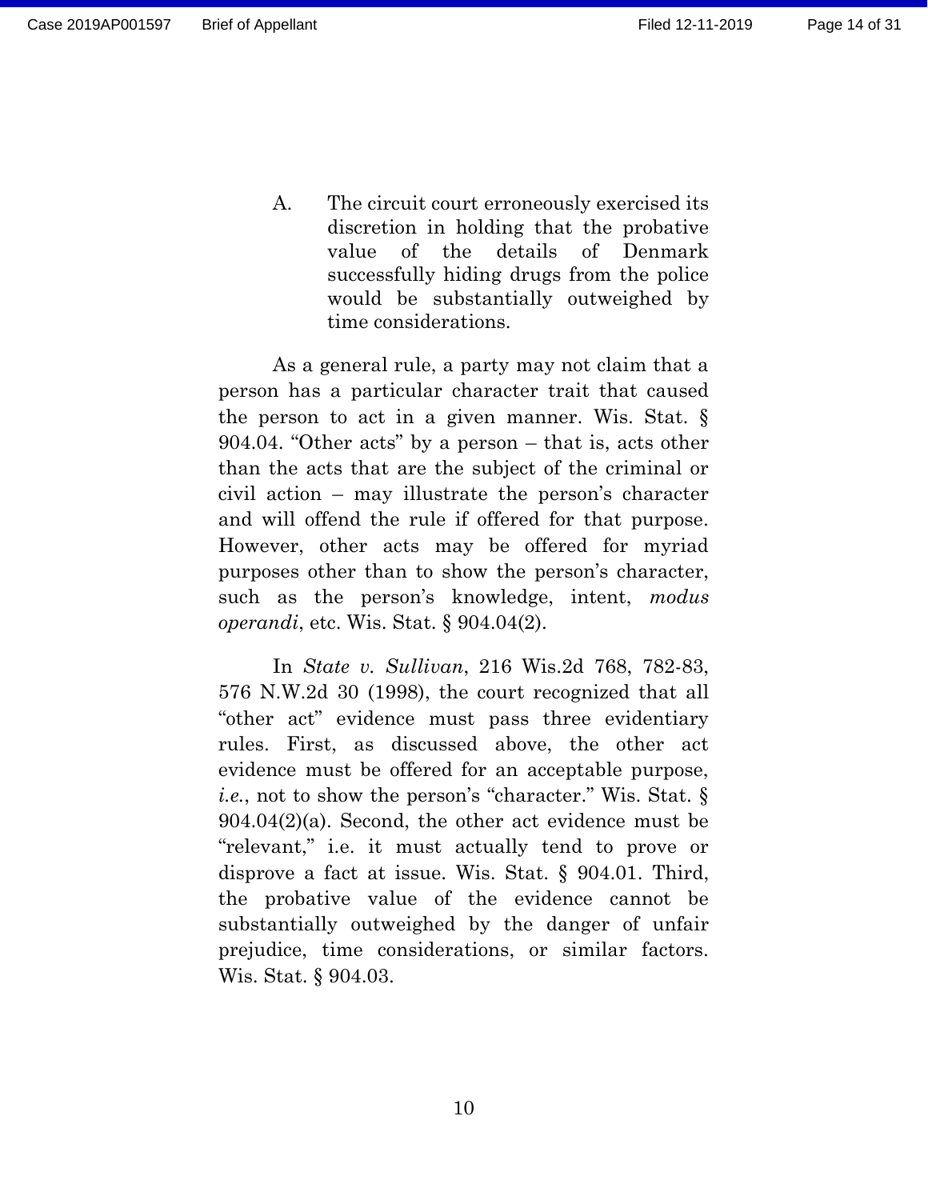### A. The circuit court erroneously exercised its discretion in holding that the probative value of the details of Denmark successfully hiding drugs from the police would be substantially outweighed by time considerations.

As a general rule, a party may not claim that a person has a particular character trait that caused the person to act in a given manner. Wis. Stat. § 904.04. "Other acts" by a person – that is, acts other than the acts that are the subject of the criminal or civil action – may illustrate the person's character and will offend the rule if offered for that purpose. However, other acts may be offered for myriad purposes other than to show the person's character, such as the person's knowledge, intent, *modus operandi*, etc. Wis. Stat. § 904.04(2).

In *State v. Sullivan*, 216 Wis.2d 768, 782-83, 576 N.W.2d 30 (1998), the court recognized that all "other act" evidence must pass three evidentiary rules. First, as discussed above, the other act evidence must be offered for an acceptable purpose, *i.e.*, not to show the person's "character." Wis. Stat. § 904.04(2)(a). Second, the other act evidence must be "relevant," i.e. it must actually tend to prove or disprove a fact at issue. Wis. Stat. § 904.01. Third, the probative value of the evidence cannot be substantially outweighed by the danger of unfair prejudice, time considerations, or similar factors. Wis. Stat. § 904.03.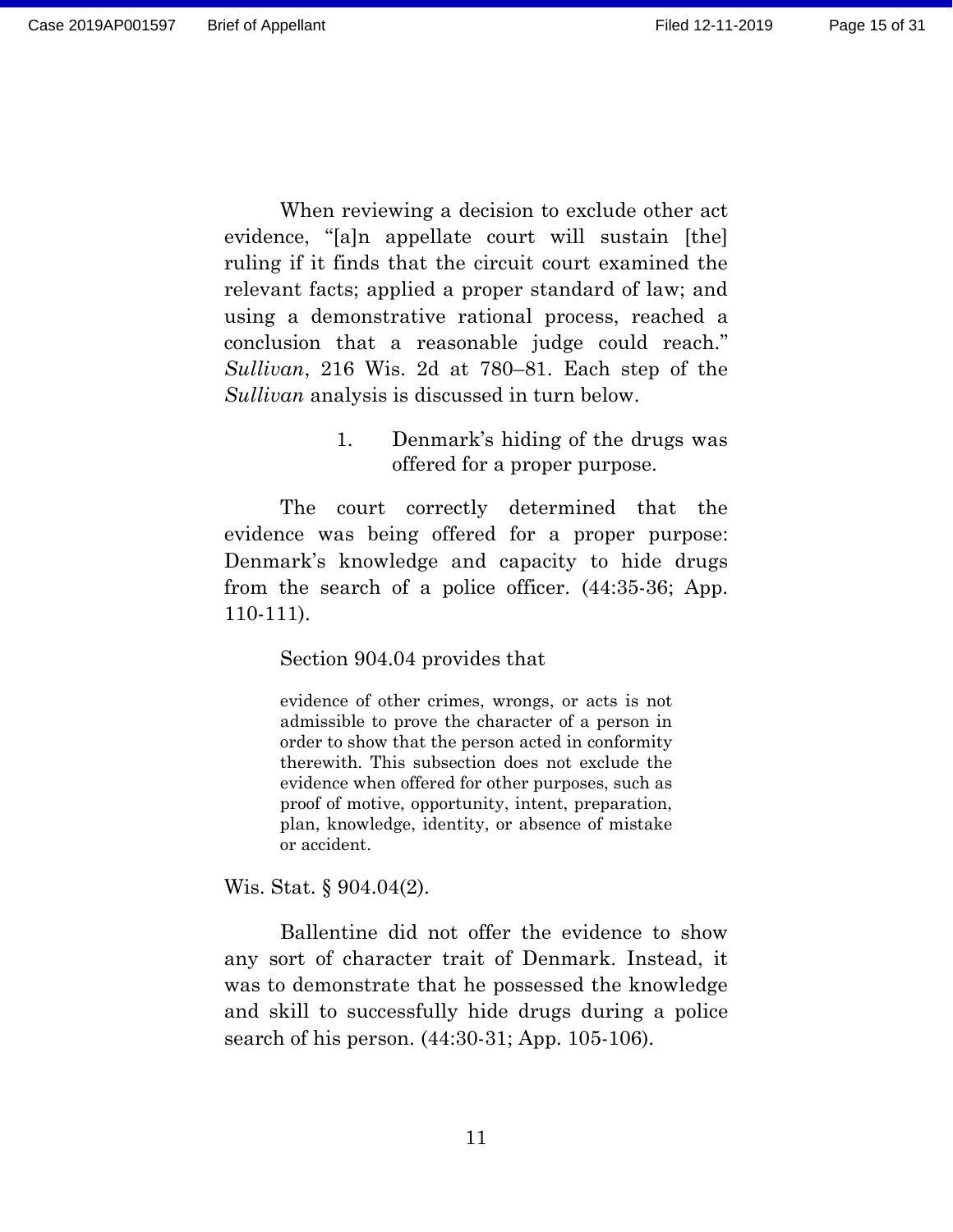When reviewing a decision to exclude other act evidence, "[a]n appellate court will sustain [the] ruling if it finds that the circuit court examined the relevant facts; applied a proper standard of law; and using a demonstrative rational process, reached a conclusion that a reasonable judge could reach." *Sullivan*, 216 Wis. 2d at 780–81. Each step of the *Sullivan* analysis is discussed in turn below.

1. Denmark's hiding of the drugs was offered for a proper purpose.

The court correctly determined that the evidence was being offered for a proper purpose: Denmark's knowledge and capacity to hide drugs from the search of a police officer. (44:35-36; App. 110-111).

Section 904.04 provides that

> evidence of other crimes, wrongs, or acts is not admissible to prove the character of a person in order to show that the person acted in conformity therewith. This subsection does not exclude the evidence when offered for other purposes, such as proof of motive, opportunity, intent, preparation, plan, knowledge, identity, or absence of mistake or accident.

Wis. Stat. § 904.04(2).

Ballentine did not offer the evidence to show any sort of character trait of Denmark. Instead, it was to demonstrate that he possessed the knowledge and skill to successfully hide drugs during a police search of his person. (44:30-31; App. 105-106).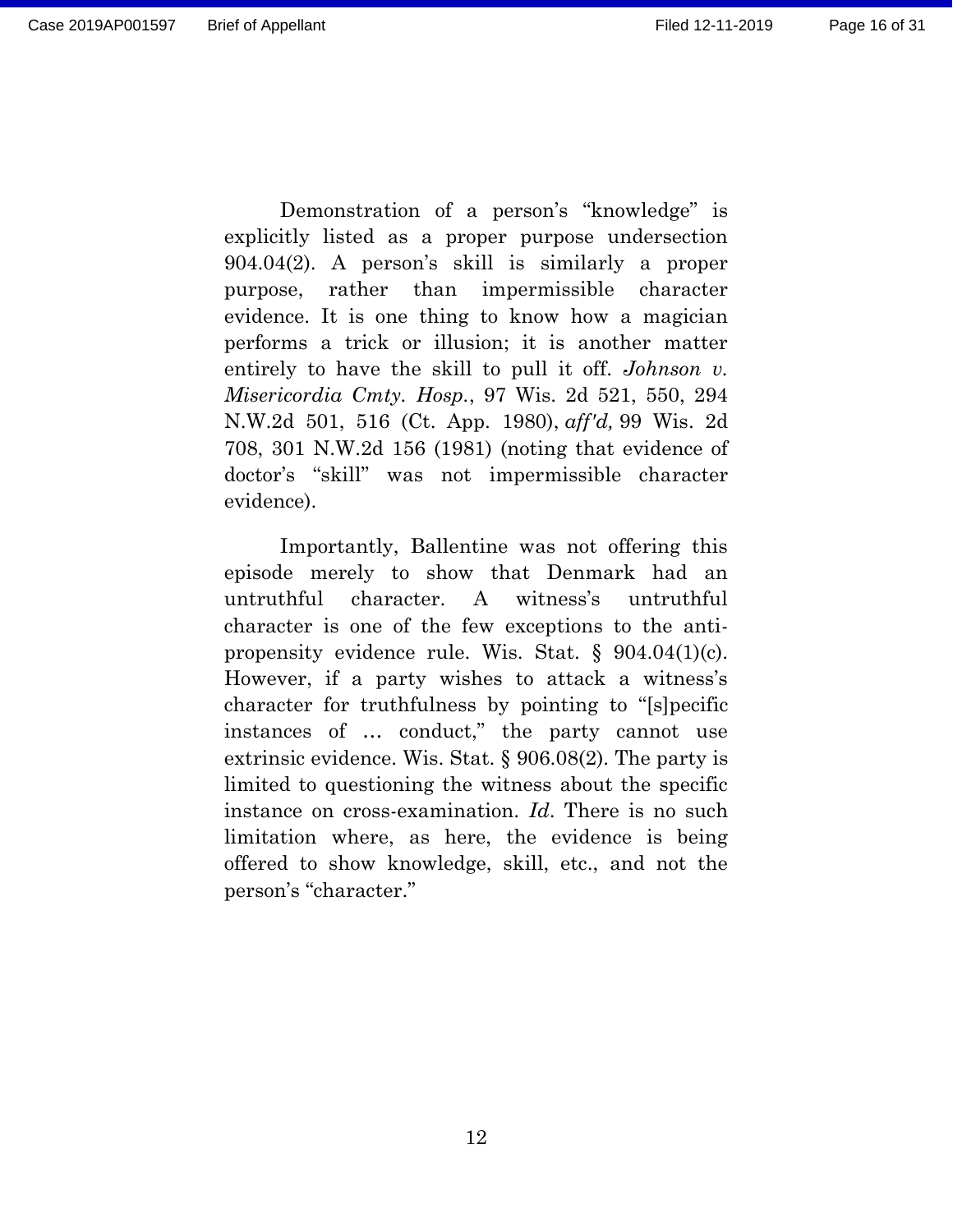Demonstration of a person's "knowledge" is explicitly listed as a proper purpose undersection 904.04(2). A person's skill is similarly a proper purpose, rather than impermissible character evidence. It is one thing to know how a magician performs a trick or illusion; it is another matter entirely to have the skill to pull it off. *Johnson v. Misericordia Cmty. Hosp.*, 97 Wis. 2d 521, 550, 294 N.W.2d 501, 516 (Ct. App. 1980), *aff'd,* 99 Wis. 2d 708, 301 N.W.2d 156 (1981) (noting that evidence of doctor's "skill" was not impermissible character evidence).

Importantly, Ballentine was not offering this episode merely to show that Denmark had an untruthful character. A witness's untruthful character is one of the few exceptions to the anti-propensity evidence rule. Wis. Stat. § 904.04(1)(c). However, if a party wishes to attack a witness's character for truthfulness by pointing to "[s]pecific instances of … conduct," the party cannot use extrinsic evidence. Wis. Stat. § 906.08(2). The party is limited to questioning the witness about the specific instance on cross-examination. *Id*. There is no such limitation where, as here, the evidence is being offered to show knowledge, skill, etc., and not the person's "character."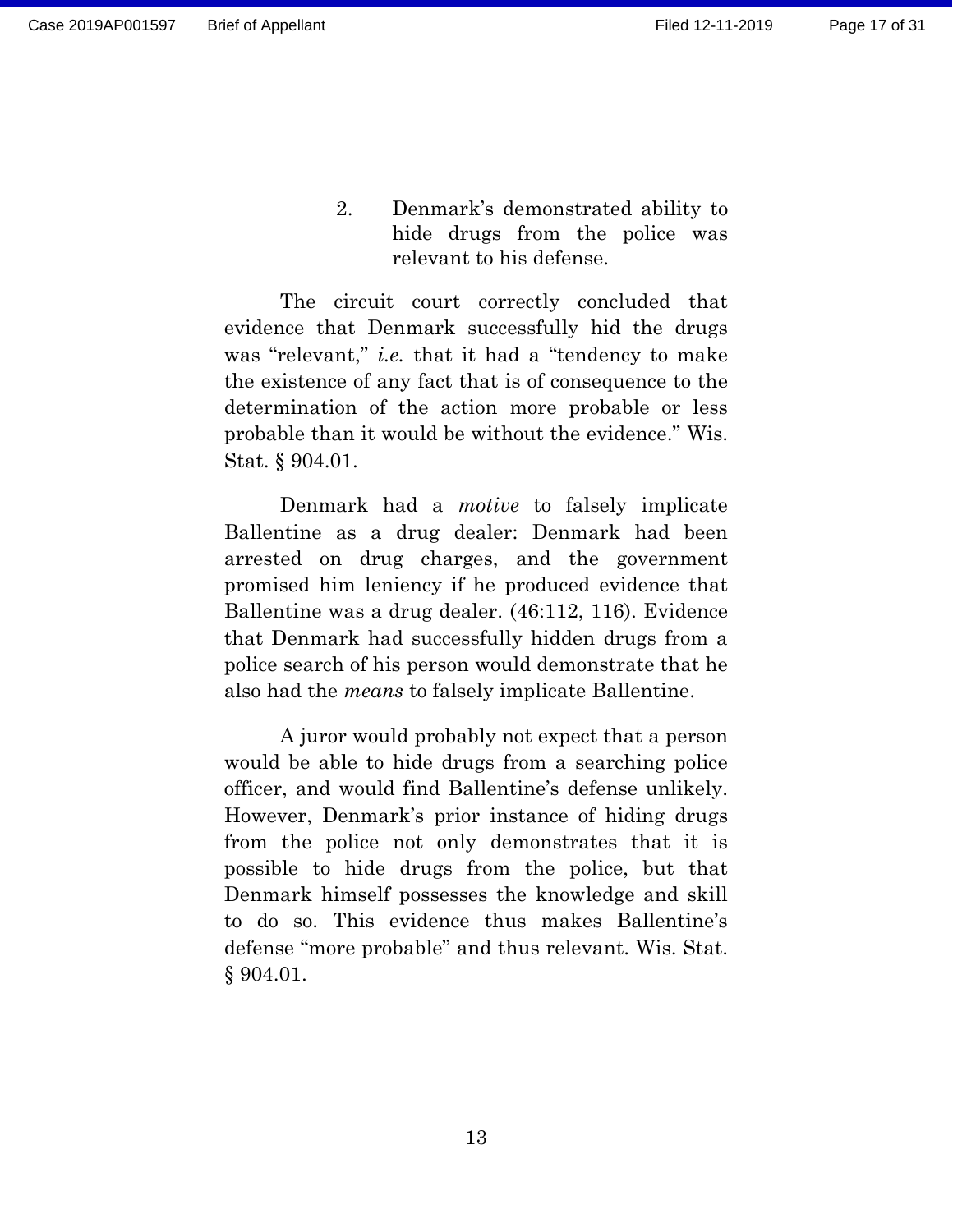2. Denmark's demonstrated ability to hide drugs from the police was relevant to his defense.

The circuit court correctly concluded that evidence that Denmark successfully hid the drugs was "relevant," *i.e.* that it had a "tendency to make the existence of any fact that is of consequence to the determination of the action more probable or less probable than it would be without the evidence." Wis. Stat. § 904.01.

Denmark had a *motive* to falsely implicate Ballentine as a drug dealer: Denmark had been arrested on drug charges, and the government promised him leniency if he produced evidence that Ballentine was a drug dealer. (46:112, 116). Evidence that Denmark had successfully hidden drugs from a police search of his person would demonstrate that he also had the *means* to falsely implicate Ballentine.

A juror would probably not expect that a person would be able to hide drugs from a searching police officer, and would find Ballentine's defense unlikely. However, Denmark's prior instance of hiding drugs from the police not only demonstrates that it is possible to hide drugs from the police, but that Denmark himself possesses the knowledge and skill to do so. This evidence thus makes Ballentine's defense "more probable" and thus relevant. Wis. Stat. § 904.01.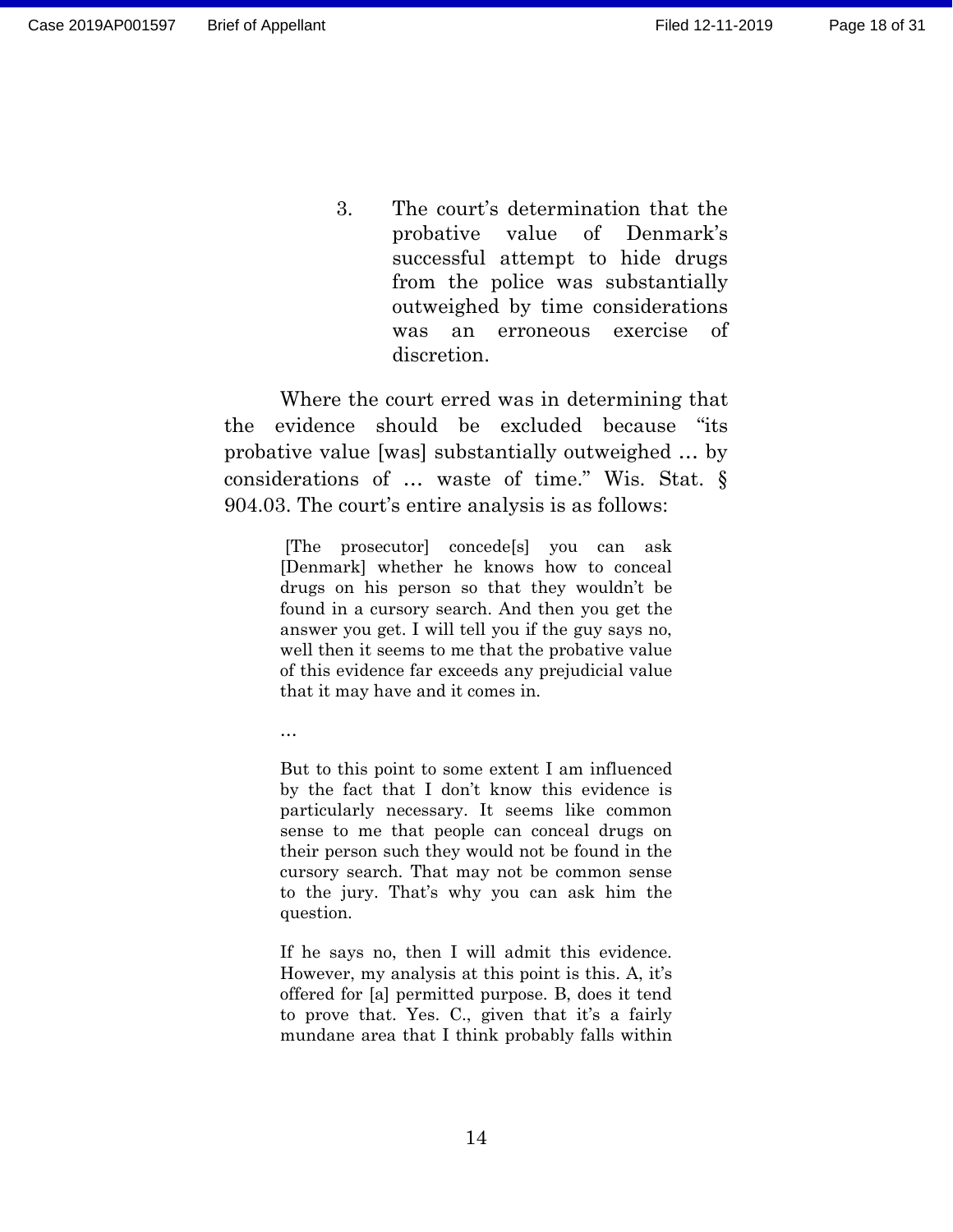### 3. The court's determination that the probative value of Denmark's successful attempt to hide drugs from the police was substantially outweighed by time considerations was an erroneous exercise of discretion.

Where the court erred was in determining that the evidence should be excluded because "its probative value [was] substantially outweighed … by considerations of … waste of time." Wis. Stat. § 904.03. The court's entire analysis is as follows:

> [The prosecutor] concede[s] you can ask [Denmark] whether he knows how to conceal drugs on his person so that they wouldn't be found in a cursory search. And then you get the answer you get. I will tell you if the guy says no, well then it seems to me that the probative value of this evidence far exceeds any prejudicial value that it may have and it comes in.
>
> …
>
> But to this point to some extent I am influenced by the fact that I don't know this evidence is particularly necessary. It seems like common sense to me that people can conceal drugs on their person such they would not be found in the cursory search. That may not be common sense to the jury. That's why you can ask him the question.
>
> If he says no, then I will admit this evidence. However, my analysis at this point is this. A, it's offered for [a] permitted purpose. B, does it tend to prove that. Yes. C., given that it's a fairly mundane area that I think probably falls within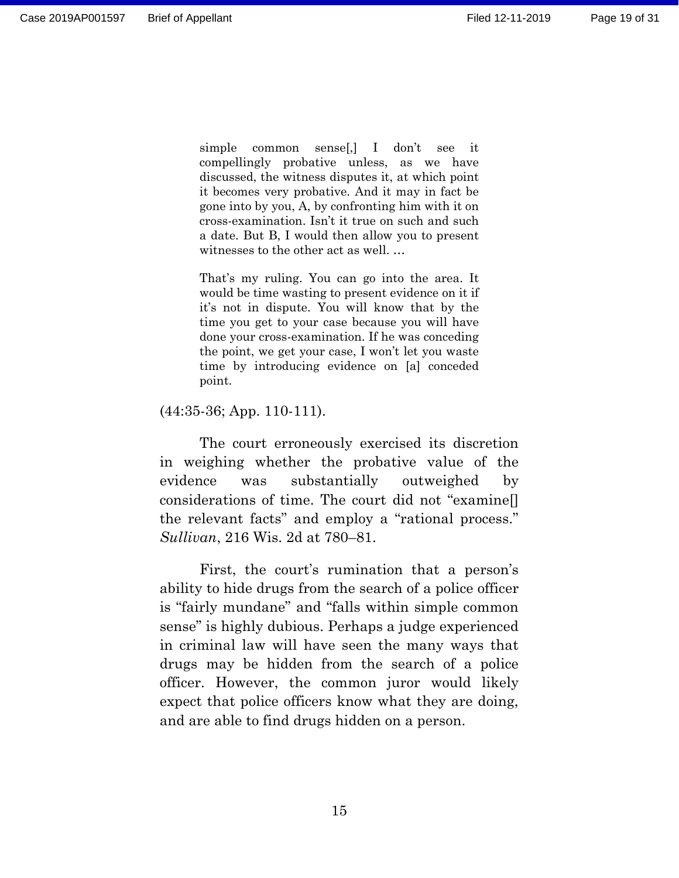> simple common sense[,] I don't see it compellingly probative unless, as we have discussed, the witness disputes it, at which point it becomes very probative. And it may in fact be gone into by you, A, by confronting him with it on cross-examination. Isn't it true on such and such a date. But B, I would then allow you to present witnesses to the other act as well. …
>
> That's my ruling. You can go into the area. It would be time wasting to present evidence on it if it's not in dispute. You will know that by the time you get to your case because you will have done your cross-examination. If he was conceding the point, we get your case, I won't let you waste time by introducing evidence on [a] conceded point.

(44:35-36; App. 110-111).

The court erroneously exercised its discretion in weighing whether the probative value of the evidence was substantially outweighed by considerations of time. The court did not "examine[] the relevant facts" and employ a "rational process." *Sullivan*, 216 Wis. 2d at 780–81.

First, the court's rumination that a person's ability to hide drugs from the search of a police officer is "fairly mundane" and "falls within simple common sense" is highly dubious. Perhaps a judge experienced in criminal law will have seen the many ways that drugs may be hidden from the search of a police officer. However, the common juror would likely expect that police officers know what they are doing, and are able to find drugs hidden on a person.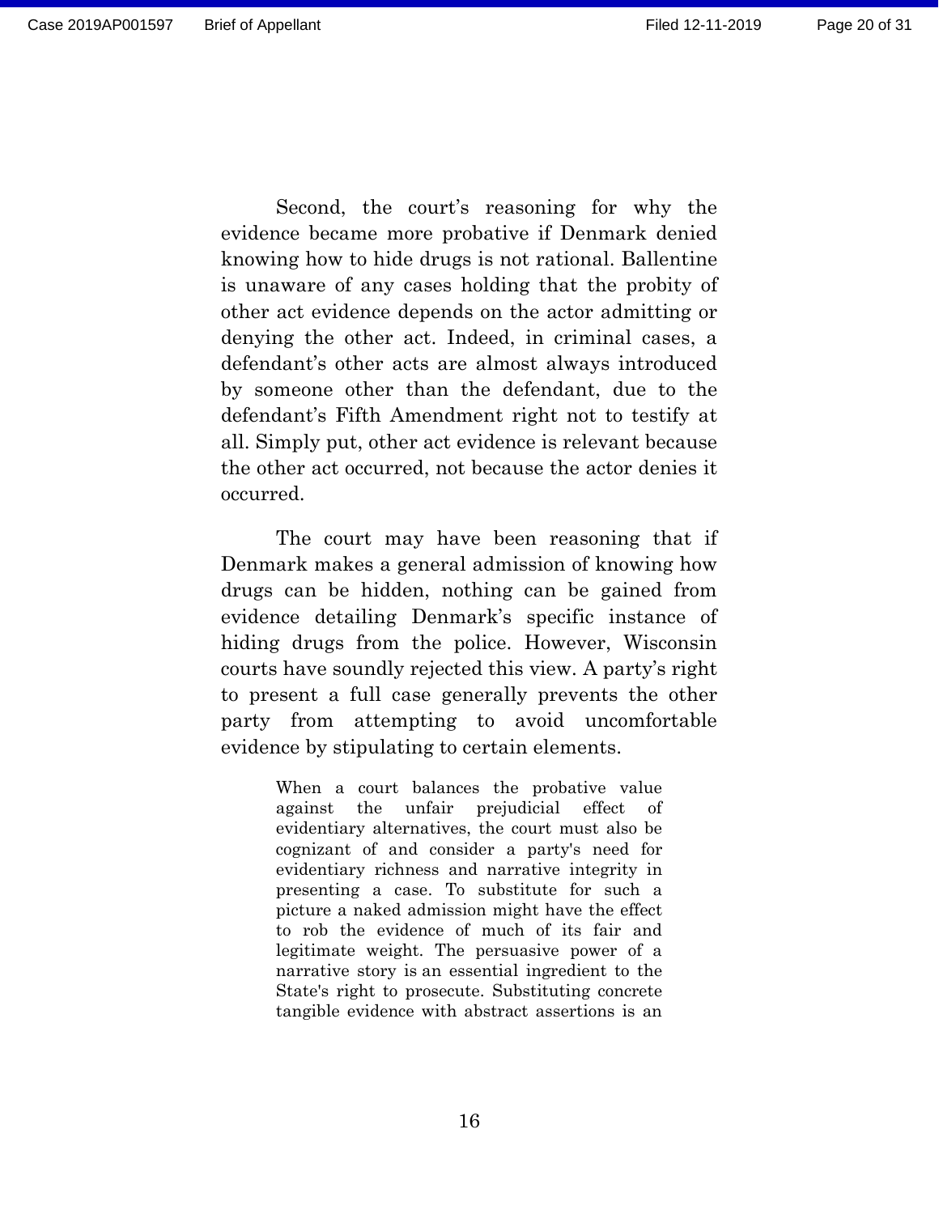Second, the court's reasoning for why the evidence became more probative if Denmark denied knowing how to hide drugs is not rational. Ballentine is unaware of any cases holding that the probity of other act evidence depends on the actor admitting or denying the other act. Indeed, in criminal cases, a defendant's other acts are almost always introduced by someone other than the defendant, due to the defendant's Fifth Amendment right not to testify at all. Simply put, other act evidence is relevant because the other act occurred, not because the actor denies it occurred.

The court may have been reasoning that if Denmark makes a general admission of knowing how drugs can be hidden, nothing can be gained from evidence detailing Denmark's specific instance of hiding drugs from the police. However, Wisconsin courts have soundly rejected this view. A party's right to present a full case generally prevents the other party from attempting to avoid uncomfortable evidence by stipulating to certain elements.

> When a court balances the probative value against the unfair prejudicial effect of evidentiary alternatives, the court must also be cognizant of and consider a party's need for evidentiary richness and narrative integrity in presenting a case. To substitute for such a picture a naked admission might have the effect to rob the evidence of much of its fair and legitimate weight. The persuasive power of a narrative story is an essential ingredient to the State's right to prosecute. Substituting concrete tangible evidence with abstract assertions is an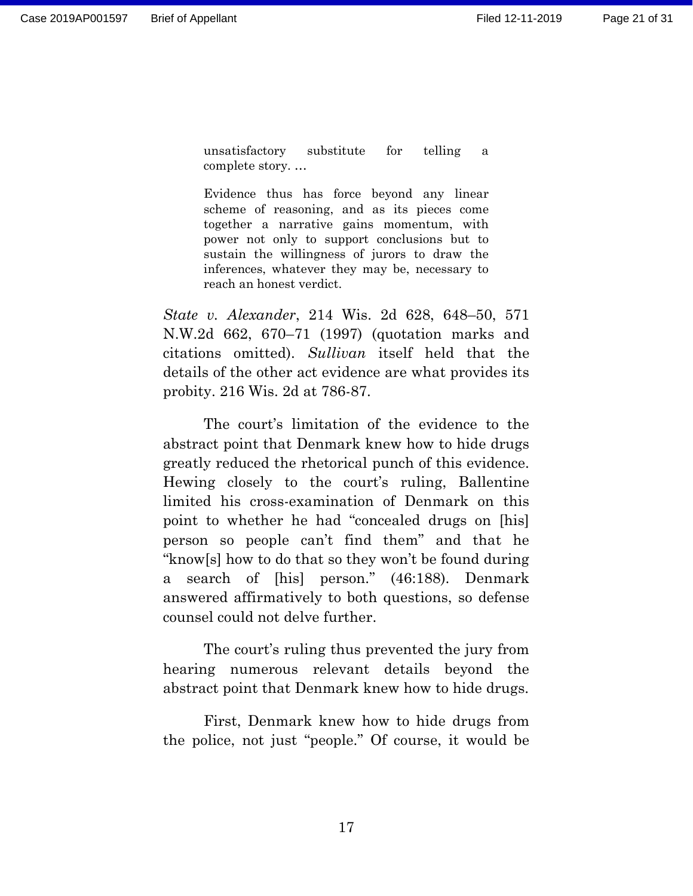> unsatisfactory substitute for telling a complete story. …
>
> Evidence thus has force beyond any linear scheme of reasoning, and as its pieces come together a narrative gains momentum, with power not only to support conclusions but to sustain the willingness of jurors to draw the inferences, whatever they may be, necessary to reach an honest verdict.

*State v. Alexander*, 214 Wis. 2d 628, 648–50, 571 N.W.2d 662, 670–71 (1997) (quotation marks and citations omitted). *Sullivan* itself held that the details of the other act evidence are what provides its probity. 216 Wis. 2d at 786-87.

The court's limitation of the evidence to the abstract point that Denmark knew how to hide drugs greatly reduced the rhetorical punch of this evidence. Hewing closely to the court's ruling, Ballentine limited his cross-examination of Denmark on this point to whether he had "concealed drugs on [his] person so people can't find them" and that he "know[s] how to do that so they won't be found during a search of [his] person." (46:188). Denmark answered affirmatively to both questions, so defense counsel could not delve further.

The court's ruling thus prevented the jury from hearing numerous relevant details beyond the abstract point that Denmark knew how to hide drugs.

First, Denmark knew how to hide drugs from the police, not just "people." Of course, it would be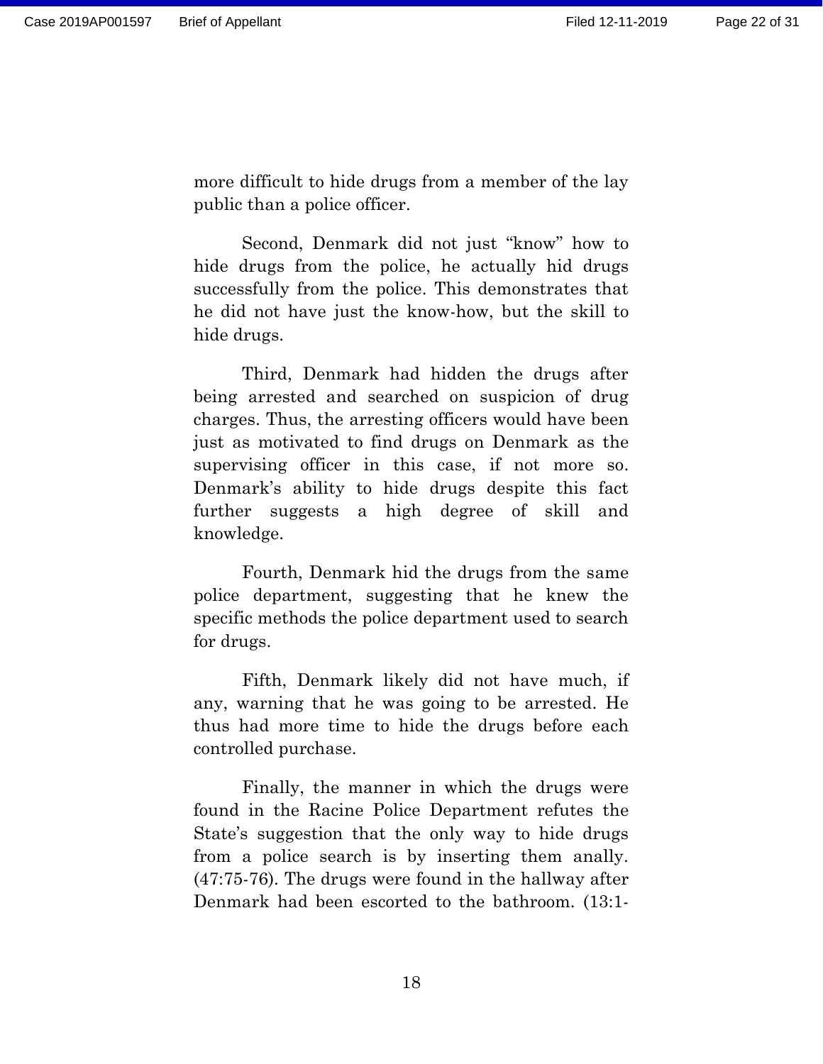more difficult to hide drugs from a member of the lay public than a police officer.

Second, Denmark did not just "know" how to hide drugs from the police, he actually hid drugs successfully from the police. This demonstrates that he did not have just the know-how, but the skill to hide drugs.

Third, Denmark had hidden the drugs after being arrested and searched on suspicion of drug charges. Thus, the arresting officers would have been just as motivated to find drugs on Denmark as the supervising officer in this case, if not more so. Denmark's ability to hide drugs despite this fact further suggests a high degree of skill and knowledge.

Fourth, Denmark hid the drugs from the same police department, suggesting that he knew the specific methods the police department used to search for drugs.

Fifth, Denmark likely did not have much, if any, warning that he was going to be arrested. He thus had more time to hide the drugs before each controlled purchase.

Finally, the manner in which the drugs were found in the Racine Police Department refutes the State's suggestion that the only way to hide drugs from a police search is by inserting them anally. (47:75-76). The drugs were found in the hallway after Denmark had been escorted to the bathroom. (13:1-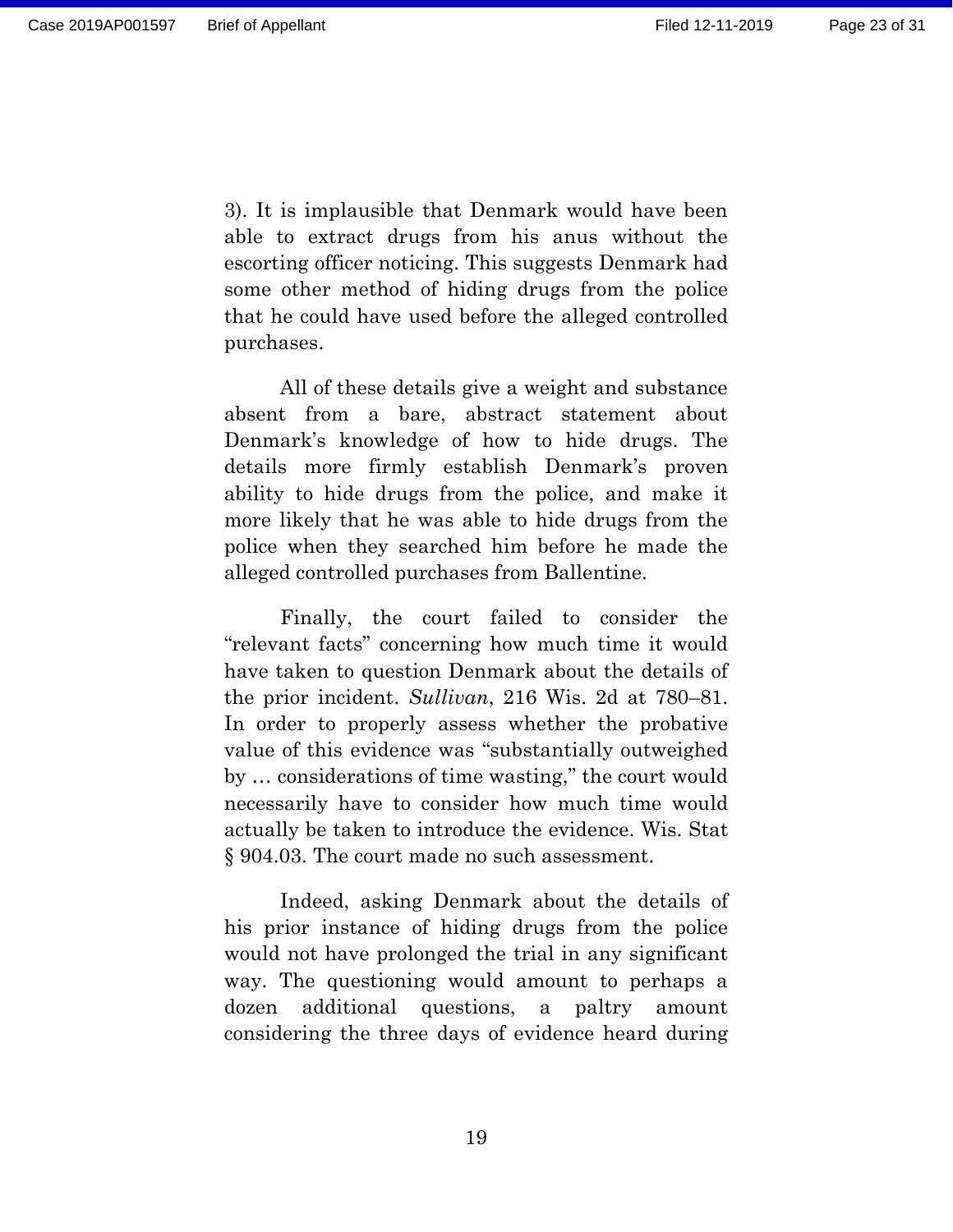3). It is implausible that Denmark would have been able to extract drugs from his anus without the escorting officer noticing. This suggests Denmark had some other method of hiding drugs from the police that he could have used before the alleged controlled purchases.

All of these details give a weight and substance absent from a bare, abstract statement about Denmark's knowledge of how to hide drugs. The details more firmly establish Denmark's proven ability to hide drugs from the police, and make it more likely that he was able to hide drugs from the police when they searched him before he made the alleged controlled purchases from Ballentine.

Finally, the court failed to consider the "relevant facts" concerning how much time it would have taken to question Denmark about the details of the prior incident. *Sullivan*, 216 Wis. 2d at 780–81. In order to properly assess whether the probative value of this evidence was "substantially outweighed by … considerations of time wasting," the court would necessarily have to consider how much time would actually be taken to introduce the evidence. Wis. Stat § 904.03. The court made no such assessment.

Indeed, asking Denmark about the details of his prior instance of hiding drugs from the police would not have prolonged the trial in any significant way. The questioning would amount to perhaps a dozen additional questions, a paltry amount considering the three days of evidence heard during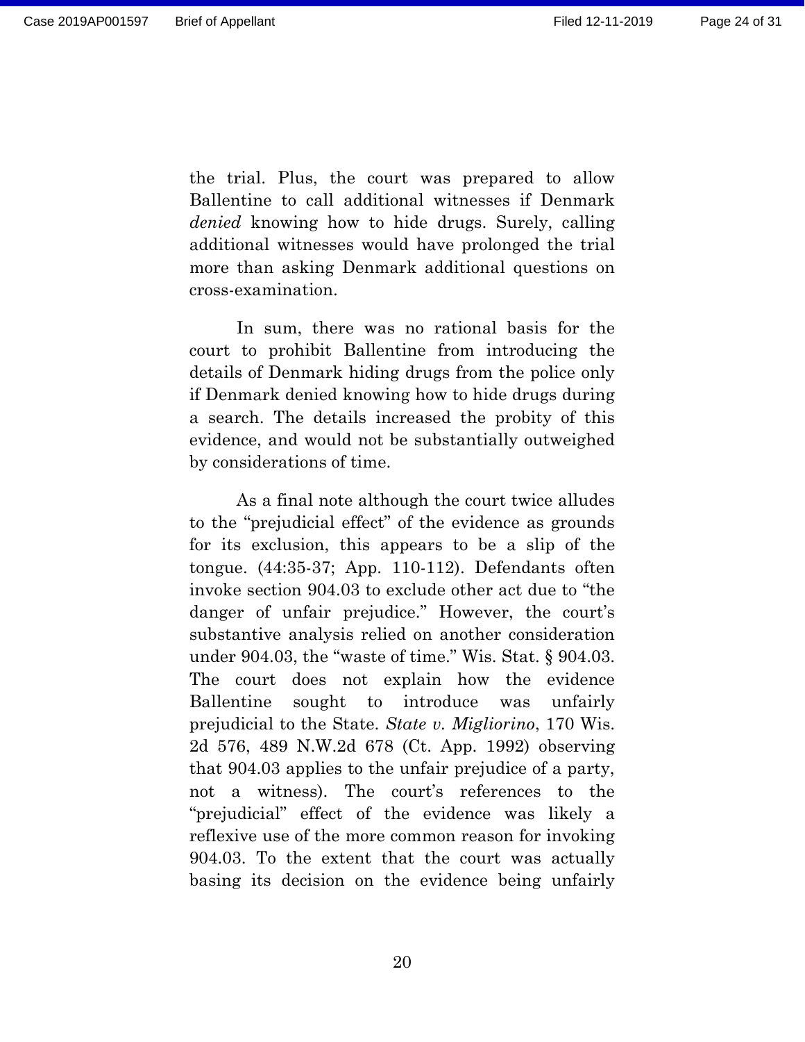the trial. Plus, the court was prepared to allow Ballentine to call additional witnesses if Denmark *denied* knowing how to hide drugs. Surely, calling additional witnesses would have prolonged the trial more than asking Denmark additional questions on cross-examination.

In sum, there was no rational basis for the court to prohibit Ballentine from introducing the details of Denmark hiding drugs from the police only if Denmark denied knowing how to hide drugs during a search. The details increased the probity of this evidence, and would not be substantially outweighed by considerations of time.

As a final note although the court twice alludes to the "prejudicial effect" of the evidence as grounds for its exclusion, this appears to be a slip of the tongue. (44:35-37; App. 110-112). Defendants often invoke section 904.03 to exclude other act due to "the danger of unfair prejudice." However, the court's substantive analysis relied on another consideration under 904.03, the "waste of time." Wis. Stat. § 904.03. The court does not explain how the evidence Ballentine sought to introduce was unfairly prejudicial to the State. *State v. Migliorino*, 170 Wis. 2d 576, 489 N.W.2d 678 (Ct. App. 1992) observing that 904.03 applies to the unfair prejudice of a party, not a witness). The court's references to the "prejudicial" effect of the evidence was likely a reflexive use of the more common reason for invoking 904.03. To the extent that the court was actually basing its decision on the evidence being unfairly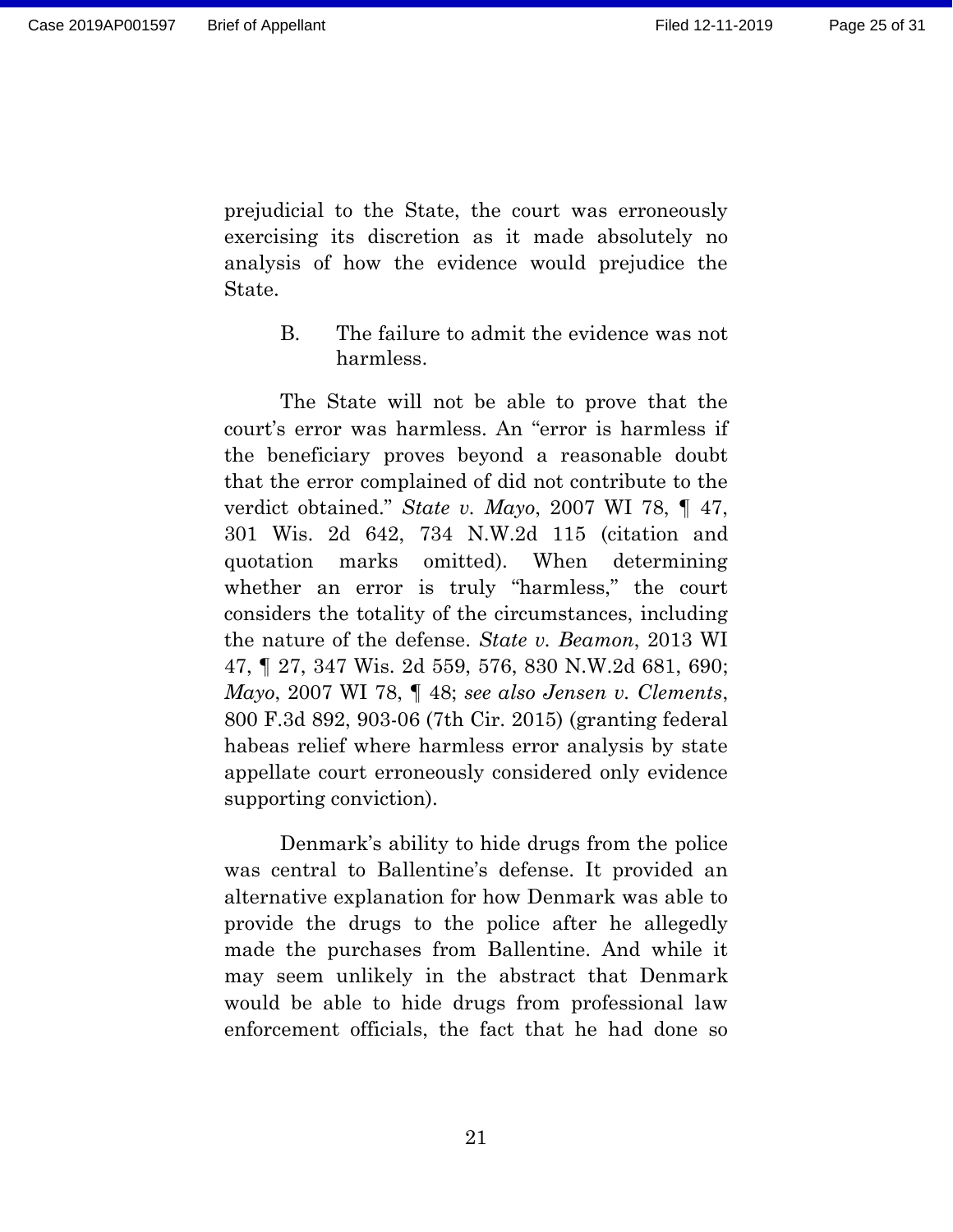prejudicial to the State, the court was erroneously exercising its discretion as it made absolutely no analysis of how the evidence would prejudice the State.

### B. The failure to admit the evidence was not harmless.

The State will not be able to prove that the court's error was harmless. An "error is harmless if the beneficiary proves beyond a reasonable doubt that the error complained of did not contribute to the verdict obtained." *State v. Mayo*, 2007 WI 78, ¶ 47, 301 Wis. 2d 642, 734 N.W.2d 115 (citation and quotation marks omitted). When determining whether an error is truly "harmless," the court considers the totality of the circumstances, including the nature of the defense. *State v. Beamon*, 2013 WI 47, ¶ 27, 347 Wis. 2d 559, 576, 830 N.W.2d 681, 690; *Mayo*, 2007 WI 78, ¶ 48; *see also Jensen v. Clements*, 800 F.3d 892, 903-06 (7th Cir. 2015) (granting federal habeas relief where harmless error analysis by state appellate court erroneously considered only evidence supporting conviction).

Denmark's ability to hide drugs from the police was central to Ballentine's defense. It provided an alternative explanation for how Denmark was able to provide the drugs to the police after he allegedly made the purchases from Ballentine. And while it may seem unlikely in the abstract that Denmark would be able to hide drugs from professional law enforcement officials, the fact that he had done so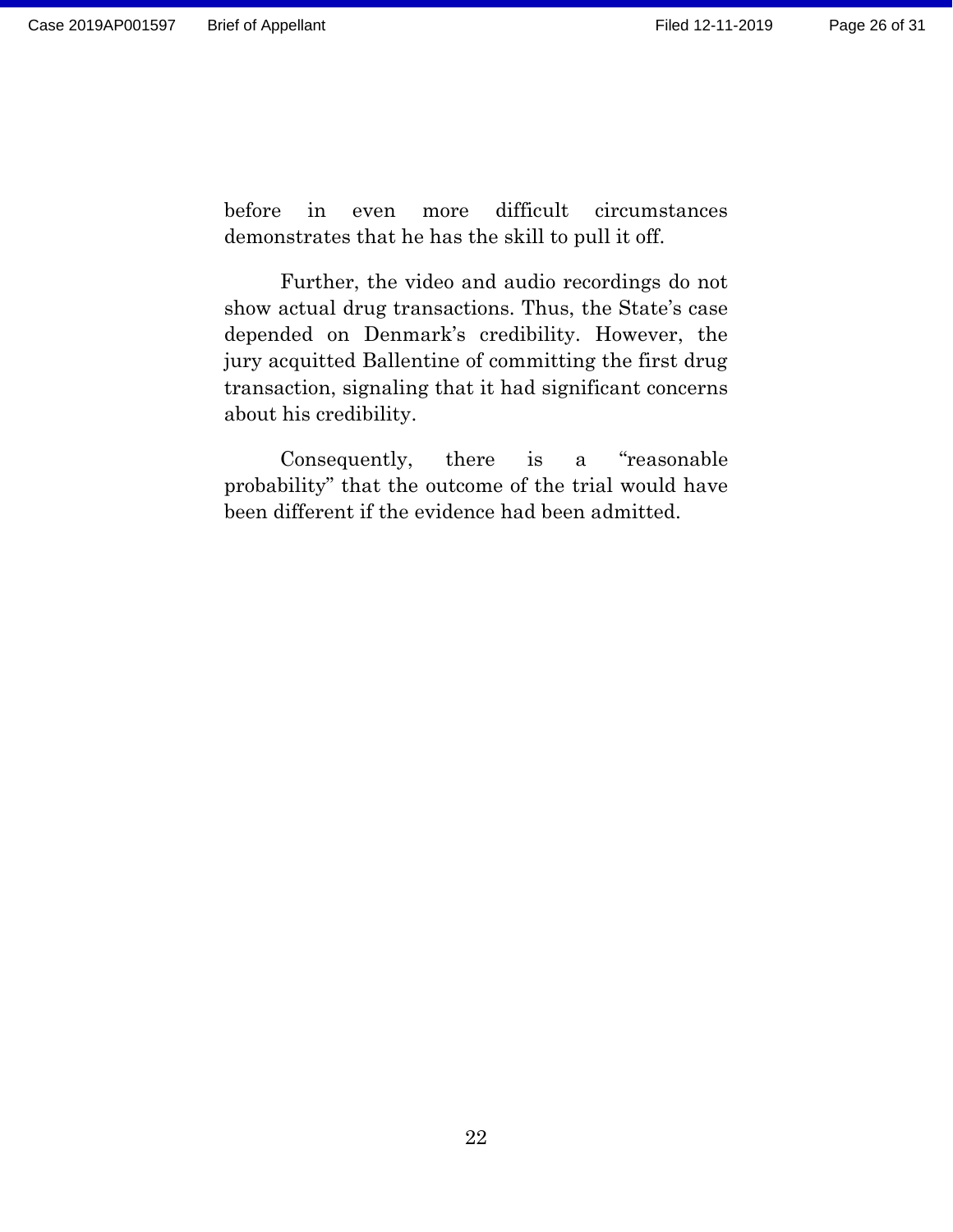before in even more difficult circumstances demonstrates that he has the skill to pull it off.

Further, the video and audio recordings do not show actual drug transactions. Thus, the State's case depended on Denmark's credibility. However, the jury acquitted Ballentine of committing the first drug transaction, signaling that it had significant concerns about his credibility.

Consequently, there is a "reasonable probability" that the outcome of the trial would have been different if the evidence had been admitted.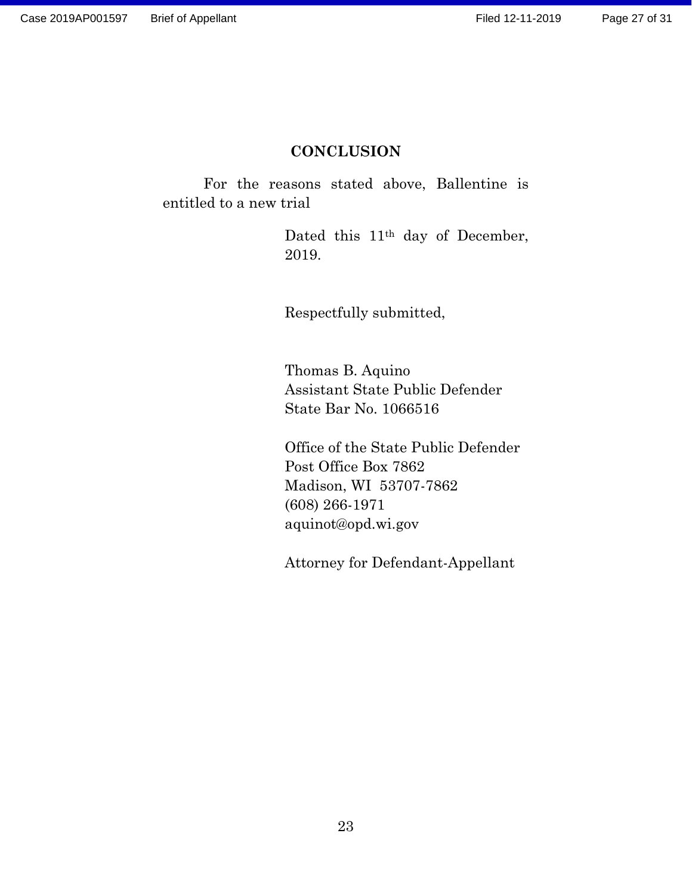## CONCLUSION

For the reasons stated above, Ballentine is entitled to a new trial

Dated this 11th day of December, 2019.

Respectfully submitted,

Thomas B. Aquino
Assistant State Public Defender
State Bar No. 1066516

Office of the State Public Defender
Post Office Box 7862
Madison, WI 53707-7862
(608) 266-1971
aquinot@opd.wi.gov

Attorney for Defendant-Appellant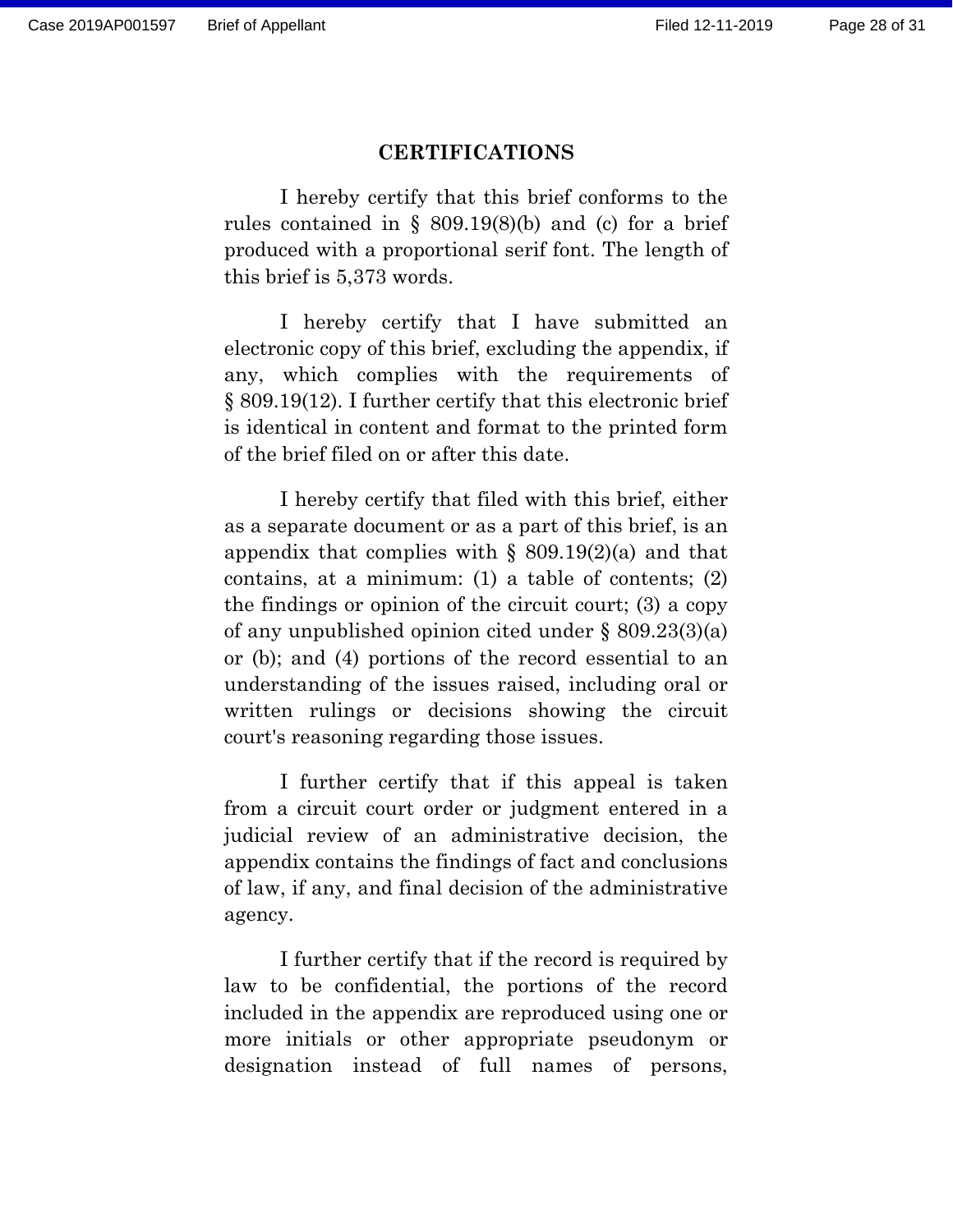## CERTIFICATIONS

I hereby certify that this brief conforms to the rules contained in § 809.19(8)(b) and (c) for a brief produced with a proportional serif font. The length of this brief is 5,373 words.

I hereby certify that I have submitted an electronic copy of this brief, excluding the appendix, if any, which complies with the requirements of § 809.19(12). I further certify that this electronic brief is identical in content and format to the printed form of the brief filed on or after this date.

I hereby certify that filed with this brief, either as a separate document or as a part of this brief, is an appendix that complies with § 809.19(2)(a) and that contains, at a minimum: (1) a table of contents; (2) the findings or opinion of the circuit court; (3) a copy of any unpublished opinion cited under § 809.23(3)(a) or (b); and (4) portions of the record essential to an understanding of the issues raised, including oral or written rulings or decisions showing the circuit court's reasoning regarding those issues.

I further certify that if this appeal is taken from a circuit court order or judgment entered in a judicial review of an administrative decision, the appendix contains the findings of fact and conclusions of law, if any, and final decision of the administrative agency.

I further certify that if the record is required by law to be confidential, the portions of the record included in the appendix are reproduced using one or more initials or other appropriate pseudonym or designation instead of full names of persons,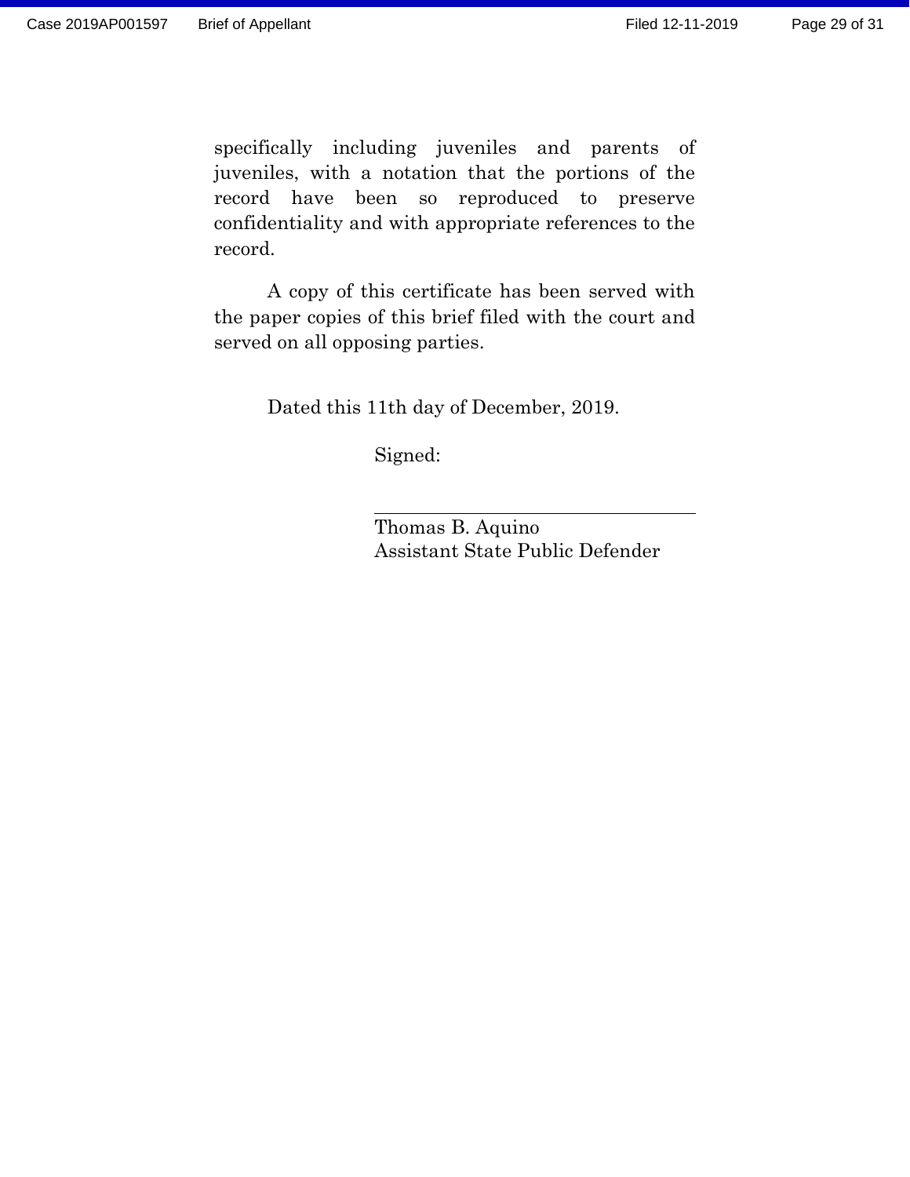specifically including juveniles and parents of juveniles, with a notation that the portions of the record have been so reproduced to preserve confidentiality and with appropriate references to the record.

A copy of this certificate has been served with the paper copies of this brief filed with the court and served on all opposing parties.

Dated this 11th day of December, 2019.

Signed:

\_\_\_\_\_\_\_\_\_\_\_\_\_\_\_\_\_\_\_\_\_\_\_\_\_\_\_\_\_\_

Thomas B. Aquino
Assistant State Public Defender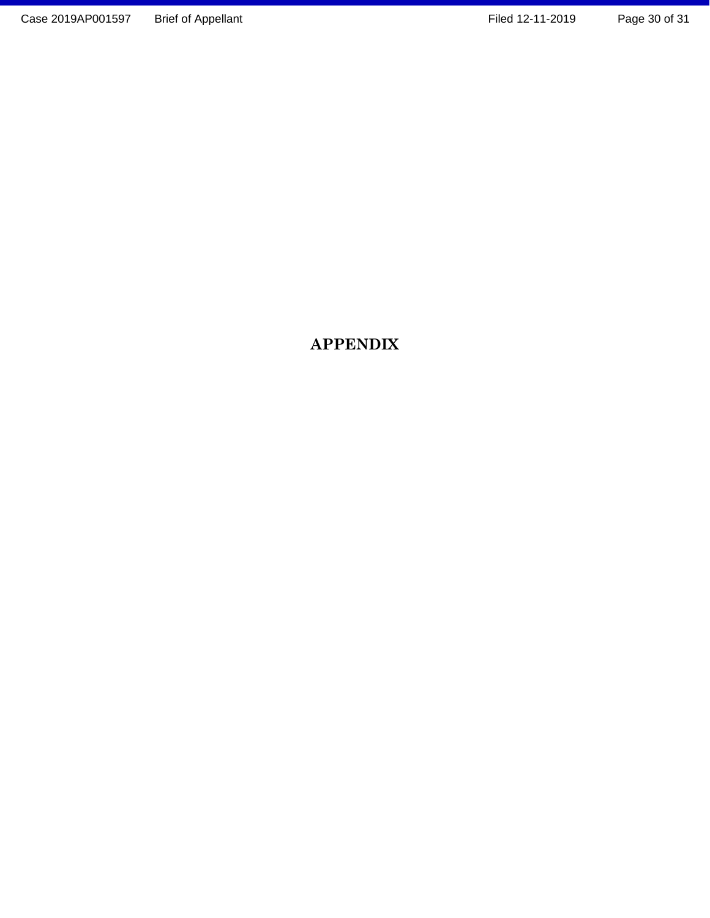# APPENDIX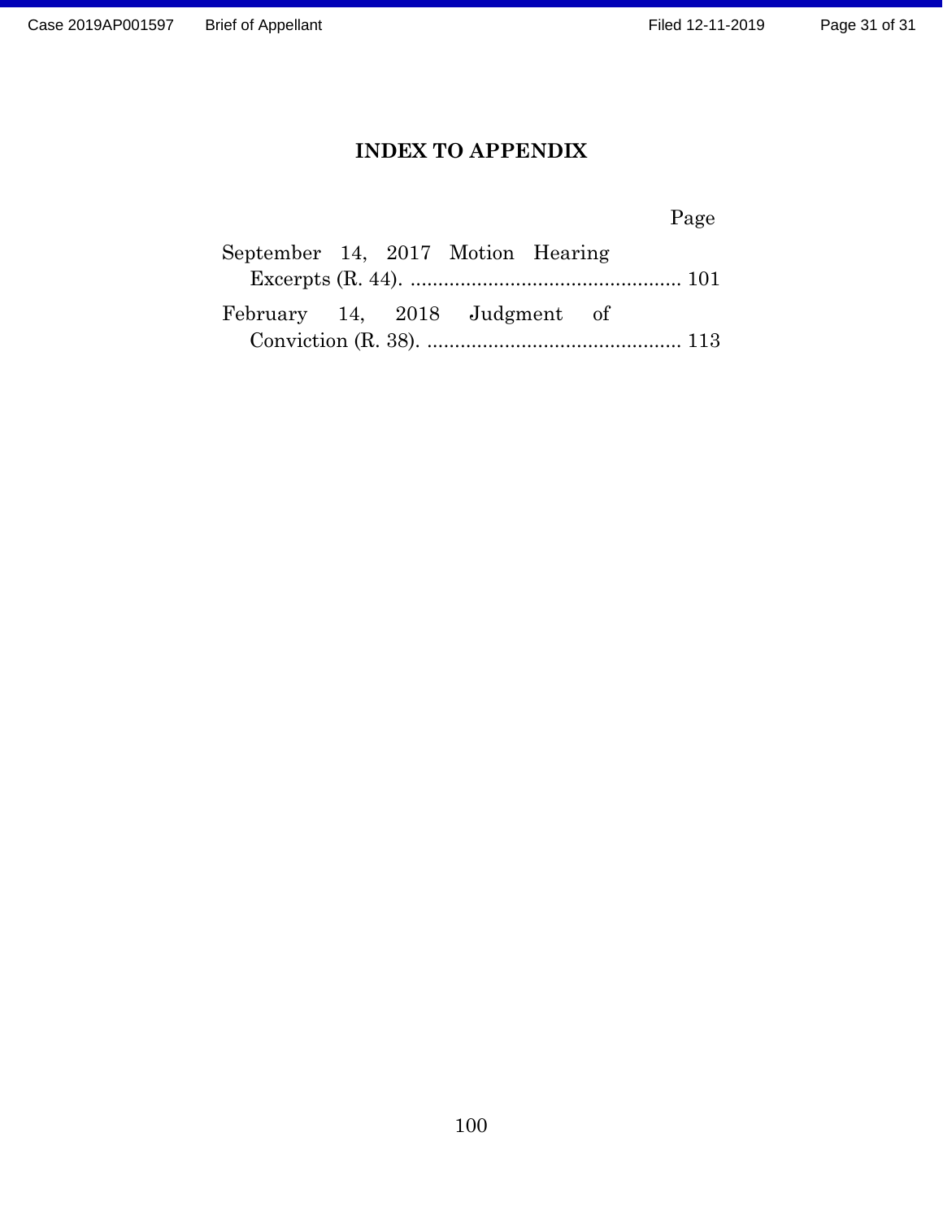# INDEX TO APPENDIX

| | Page |
| --- | --- |
| September 14, 2017 Motion Hearing Excerpts (R. 44). | 101 |
| February 14, 2018 Judgment of Conviction (R. 38). | 113 |